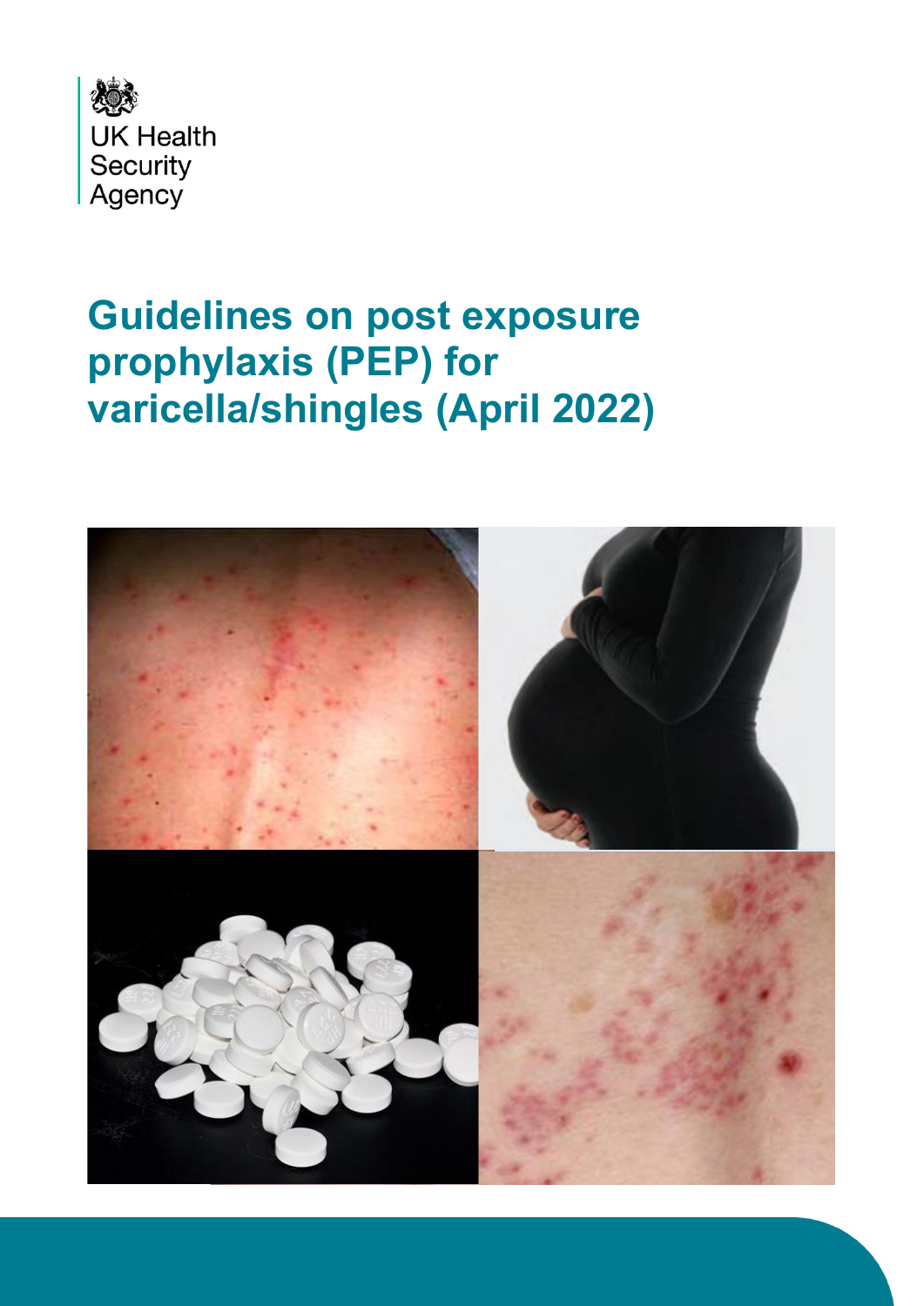UK Health Security Agency

# Guidelines on post exposure prophylaxis (PEP) for varicella/shingles (April 2022)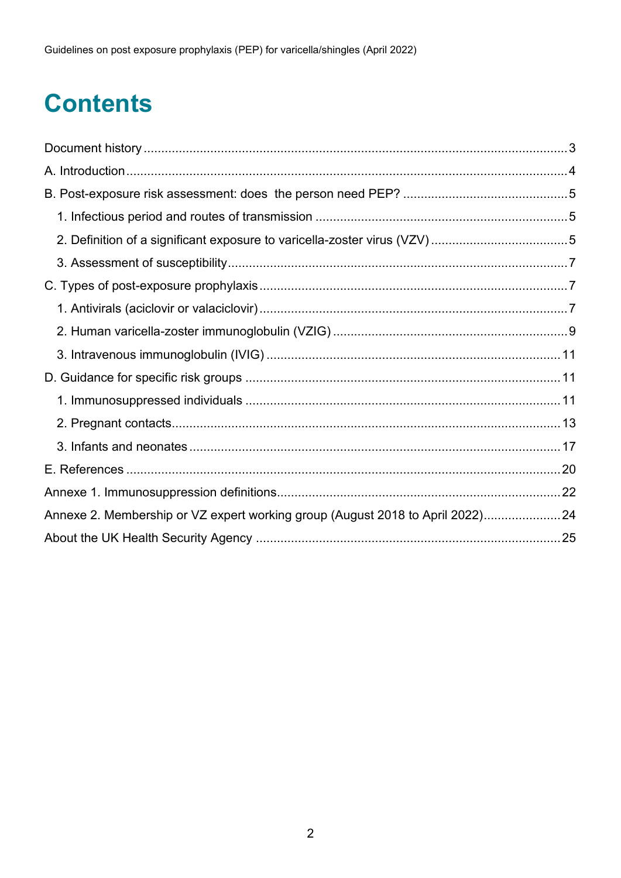# Contents

Document history ... 3

A. Introduction ... 4

B. Post-exposure risk assessment: does the person need PEP? ... 5

- 1. Infectious period and routes of transmission ... 5
- 2. Definition of a significant exposure to varicella-zoster virus (VZV) ... 5
- 3. Assessment of susceptibility ... 7

C. Types of post-exposure prophylaxis ... 7

- 1. Antivirals (aciclovir or valaciclovir) ... 7
- 2. Human varicella-zoster immunoglobulin (VZIG) ... 9
- 3. Intravenous immunoglobulin (IVIG) ... 11

D. Guidance for specific risk groups ... 11

- 1. Immunosuppressed individuals ... 11
- 2. Pregnant contacts ... 13
- 3. Infants and neonates ... 17

E. References ... 20

Annexe 1. Immunosuppression definitions ... 22

Annexe 2. Membership or VZ expert working group (August 2018 to April 2022) ... 24

About the UK Health Security Agency ... 25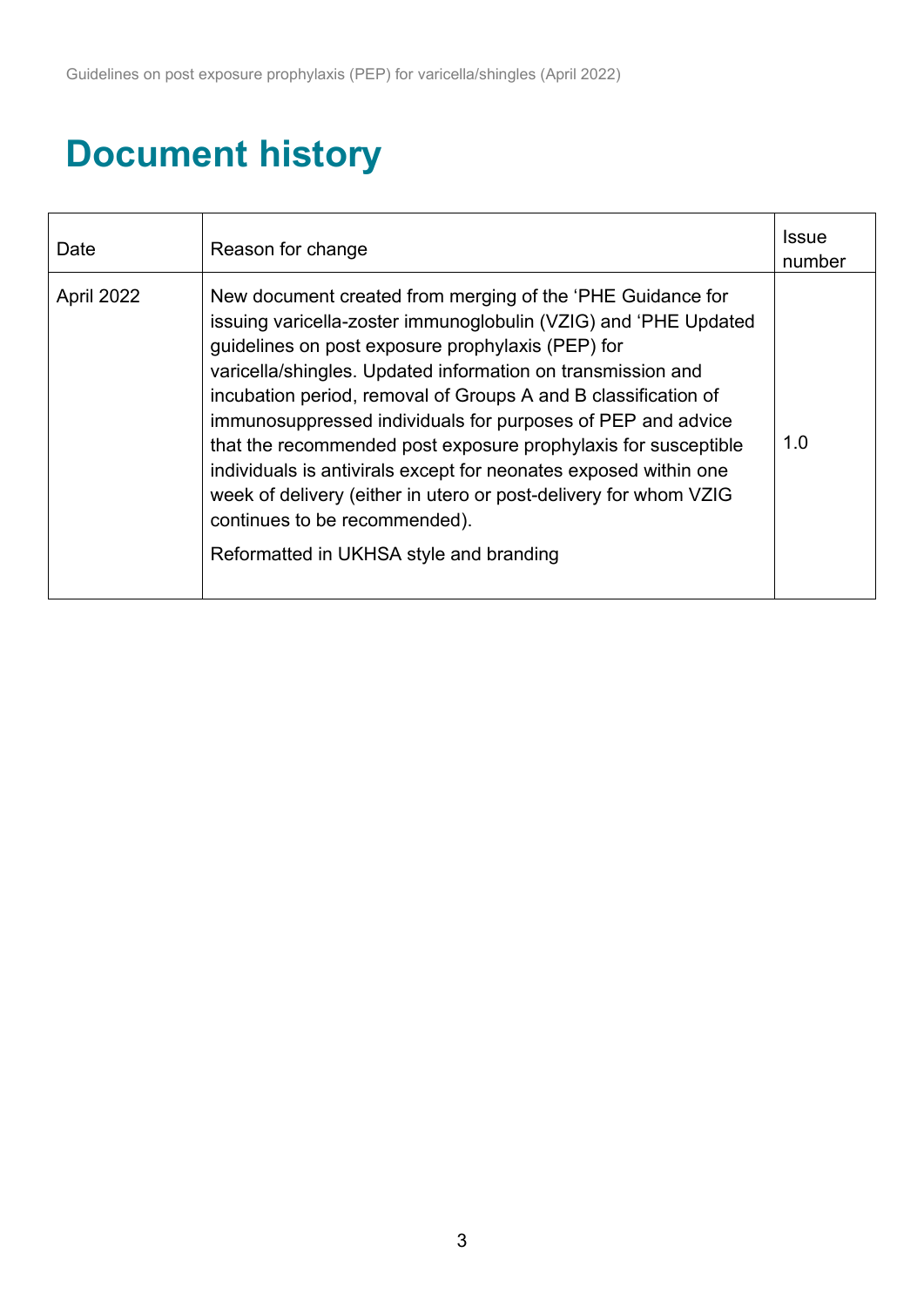# Document history

| Date | Reason for change | Issue number |
| --- | --- | --- |
| April 2022 | New document created from merging of the 'PHE Guidance for issuing varicella-zoster immunoglobulin (VZIG) and 'PHE Updated guidelines on post exposure prophylaxis (PEP) for varicella/shingles. Updated information on transmission and incubation period, removal of Groups A and B classification of immunosuppressed individuals for purposes of PEP and advice that the recommended post exposure prophylaxis for susceptible individuals is antivirals except for neonates exposed within one week of delivery (either in utero or post-delivery for whom VZIG continues to be recommended).<br><br>Reformatted in UKHSA style and branding | 1.0 |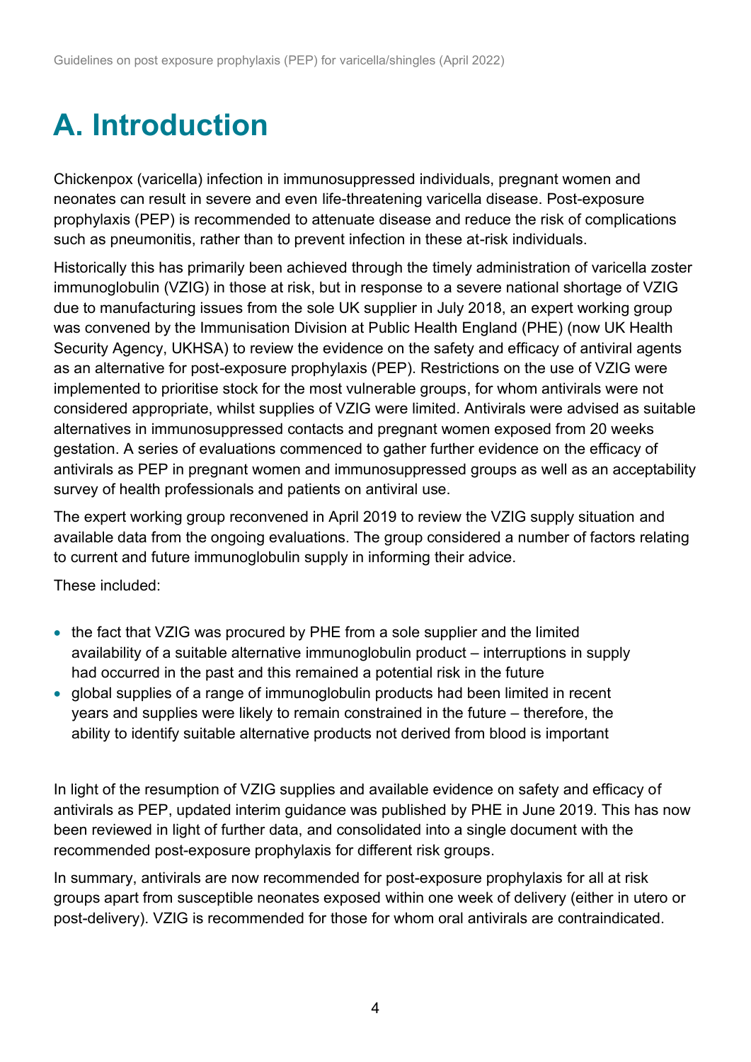# A. Introduction

Chickenpox (varicella) infection in immunosuppressed individuals, pregnant women and neonates can result in severe and even life-threatening varicella disease. Post-exposure prophylaxis (PEP) is recommended to attenuate disease and reduce the risk of complications such as pneumonitis, rather than to prevent infection in these at-risk individuals.

Historically this has primarily been achieved through the timely administration of varicella zoster immunoglobulin (VZIG) in those at risk, but in response to a severe national shortage of VZIG due to manufacturing issues from the sole UK supplier in July 2018, an expert working group was convened by the Immunisation Division at Public Health England (PHE) (now UK Health Security Agency, UKHSA) to review the evidence on the safety and efficacy of antiviral agents as an alternative for post-exposure prophylaxis (PEP). Restrictions on the use of VZIG were implemented to prioritise stock for the most vulnerable groups, for whom antivirals were not considered appropriate, whilst supplies of VZIG were limited. Antivirals were advised as suitable alternatives in immunosuppressed contacts and pregnant women exposed from 20 weeks gestation. A series of evaluations commenced to gather further evidence on the efficacy of antivirals as PEP in pregnant women and immunosuppressed groups as well as an acceptability survey of health professionals and patients on antiviral use.

The expert working group reconvened in April 2019 to review the VZIG supply situation and available data from the ongoing evaluations. The group considered a number of factors relating to current and future immunoglobulin supply in informing their advice.

These included:

- the fact that VZIG was procured by PHE from a sole supplier and the limited availability of a suitable alternative immunoglobulin product – interruptions in supply had occurred in the past and this remained a potential risk in the future
- global supplies of a range of immunoglobulin products had been limited in recent years and supplies were likely to remain constrained in the future – therefore, the ability to identify suitable alternative products not derived from blood is important

In light of the resumption of VZIG supplies and available evidence on safety and efficacy of antivirals as PEP, updated interim guidance was published by PHE in June 2019. This has now been reviewed in light of further data, and consolidated into a single document with the recommended post-exposure prophylaxis for different risk groups.

In summary, antivirals are now recommended for post-exposure prophylaxis for all at risk groups apart from susceptible neonates exposed within one week of delivery (either in utero or post-delivery). VZIG is recommended for those for whom oral antivirals are contraindicated.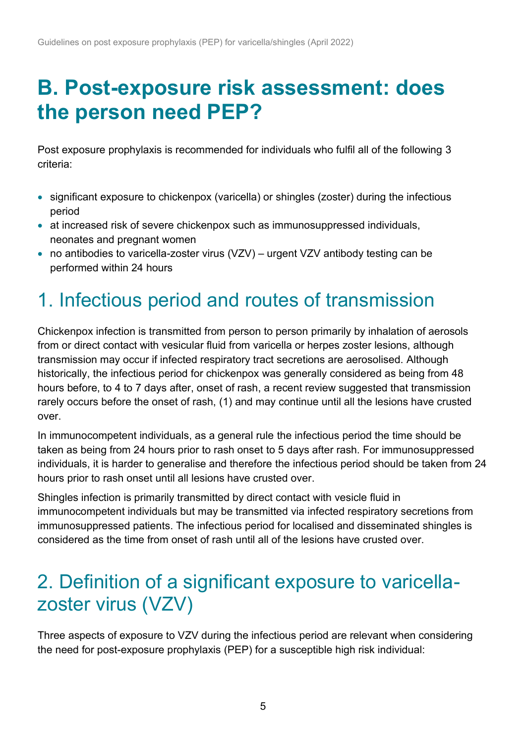# B. Post-exposure risk assessment: does the person need PEP?

Post exposure prophylaxis is recommended for individuals who fulfil all of the following 3 criteria:

- significant exposure to chickenpox (varicella) or shingles (zoster) during the infectious period
- at increased risk of severe chickenpox such as immunosuppressed individuals, neonates and pregnant women
- no antibodies to varicella-zoster virus (VZV) – urgent VZV antibody testing can be performed within 24 hours

## 1. Infectious period and routes of transmission

Chickenpox infection is transmitted from person to person primarily by inhalation of aerosols from or direct contact with vesicular fluid from varicella or herpes zoster lesions, although transmission may occur if infected respiratory tract secretions are aerosolised. Although historically, the infectious period for chickenpox was generally considered as being from 48 hours before, to 4 to 7 days after, onset of rash, a recent review suggested that transmission rarely occurs before the onset of rash, (1) and may continue until all the lesions have crusted over.

In immunocompetent individuals, as a general rule the infectious period the time should be taken as being from 24 hours prior to rash onset to 5 days after rash. For immunosuppressed individuals, it is harder to generalise and therefore the infectious period should be taken from 24 hours prior to rash onset until all lesions have crusted over.

Shingles infection is primarily transmitted by direct contact with vesicle fluid in immunocompetent individuals but may be transmitted via infected respiratory secretions from immunosuppressed patients. The infectious period for localised and disseminated shingles is considered as the time from onset of rash until all of the lesions have crusted over.

## 2. Definition of a significant exposure to varicella-zoster virus (VZV)

Three aspects of exposure to VZV during the infectious period are relevant when considering the need for post-exposure prophylaxis (PEP) for a susceptible high risk individual: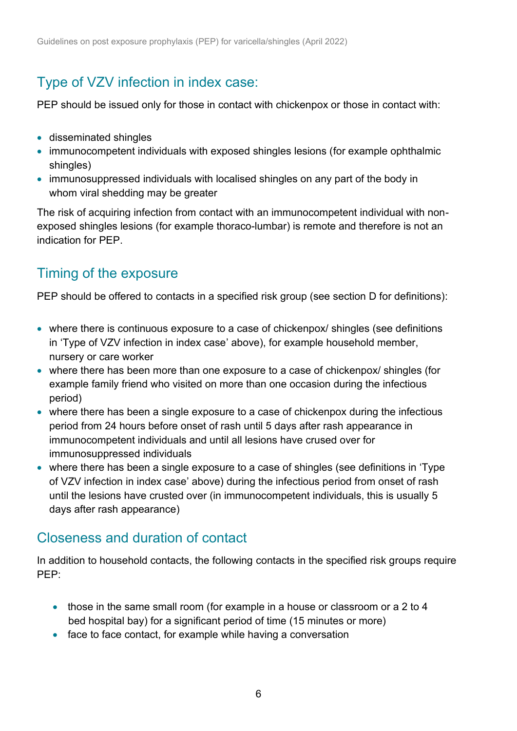## Type of VZV infection in index case:

PEP should be issued only for those in contact with chickenpox or those in contact with:

- disseminated shingles
- immunocompetent individuals with exposed shingles lesions (for example ophthalmic shingles)
- immunosuppressed individuals with localised shingles on any part of the body in whom viral shedding may be greater

The risk of acquiring infection from contact with an immunocompetent individual with non-exposed shingles lesions (for example thoraco-lumbar) is remote and therefore is not an indication for PEP.

## Timing of the exposure

PEP should be offered to contacts in a specified risk group (see section D for definitions):

- where there is continuous exposure to a case of chickenpox/ shingles (see definitions in 'Type of VZV infection in index case' above), for example household member, nursery or care worker
- where there has been more than one exposure to a case of chickenpox/ shingles (for example family friend who visited on more than one occasion during the infectious period)
- where there has been a single exposure to a case of chickenpox during the infectious period from 24 hours before onset of rash until 5 days after rash appearance in immunocompetent individuals and until all lesions have crused over for immunosuppressed individuals
- where there has been a single exposure to a case of shingles (see definitions in 'Type of VZV infection in index case' above) during the infectious period from onset of rash until the lesions have crusted over (in immunocompetent individuals, this is usually 5 days after rash appearance)

## Closeness and duration of contact

In addition to household contacts, the following contacts in the specified risk groups require PEP:

- those in the same small room (for example in a house or classroom or a 2 to 4 bed hospital bay) for a significant period of time (15 minutes or more)
- face to face contact, for example while having a conversation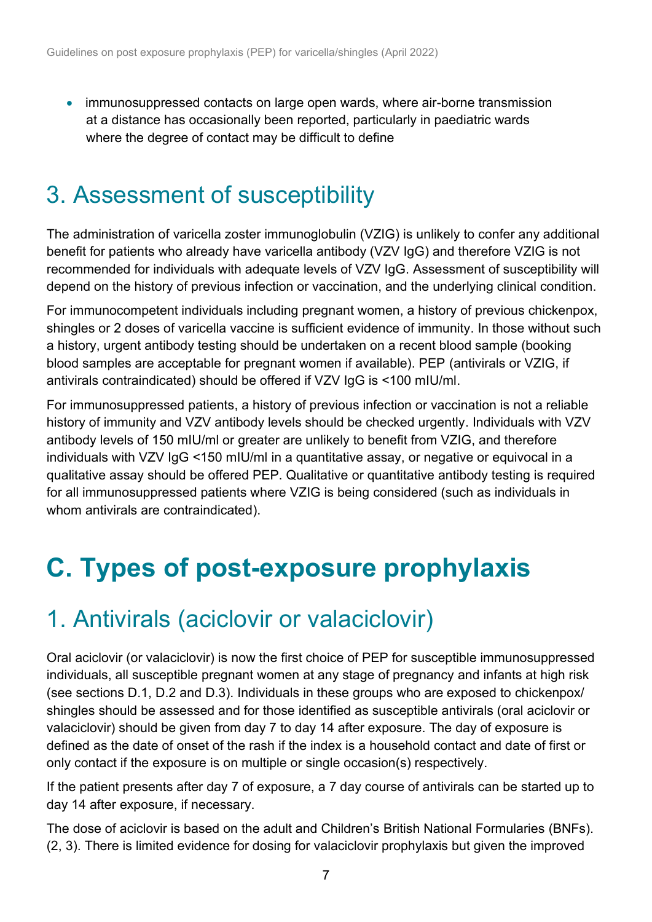- immunosuppressed contacts on large open wards, where air-borne transmission at a distance has occasionally been reported, particularly in paediatric wards where the degree of contact may be difficult to define

## 3. Assessment of susceptibility

The administration of varicella zoster immunoglobulin (VZIG) is unlikely to confer any additional benefit for patients who already have varicella antibody (VZV IgG) and therefore VZIG is not recommended for individuals with adequate levels of VZV IgG. Assessment of susceptibility will depend on the history of previous infection or vaccination, and the underlying clinical condition.

For immunocompetent individuals including pregnant women, a history of previous chickenpox, shingles or 2 doses of varicella vaccine is sufficient evidence of immunity. In those without such a history, urgent antibody testing should be undertaken on a recent blood sample (booking blood samples are acceptable for pregnant women if available). PEP (antivirals or VZIG, if antivirals contraindicated) should be offered if VZV IgG is <100 mIU/ml.

For immunosuppressed patients, a history of previous infection or vaccination is not a reliable history of immunity and VZV antibody levels should be checked urgently. Individuals with VZV antibody levels of 150 mIU/ml or greater are unlikely to benefit from VZIG, and therefore individuals with VZV IgG <150 mIU/ml in a quantitative assay, or negative or equivocal in a qualitative assay should be offered PEP. Qualitative or quantitative antibody testing is required for all immunosuppressed patients where VZIG is being considered (such as individuals in whom antivirals are contraindicated).

# C. Types of post-exposure prophylaxis

## 1. Antivirals (aciclovir or valaciclovir)

Oral aciclovir (or valaciclovir) is now the first choice of PEP for susceptible immunosuppressed individuals, all susceptible pregnant women at any stage of pregnancy and infants at high risk (see sections D.1, D.2 and D.3). Individuals in these groups who are exposed to chickenpox/ shingles should be assessed and for those identified as susceptible antivirals (oral aciclovir or valaciclovir) should be given from day 7 to day 14 after exposure. The day of exposure is defined as the date of onset of the rash if the index is a household contact and date of first or only contact if the exposure is on multiple or single occasion(s) respectively.

If the patient presents after day 7 of exposure, a 7 day course of antivirals can be started up to day 14 after exposure, if necessary.

The dose of aciclovir is based on the adult and Children's British National Formularies (BNFs). (2, 3). There is limited evidence for dosing for valaciclovir prophylaxis but given the improved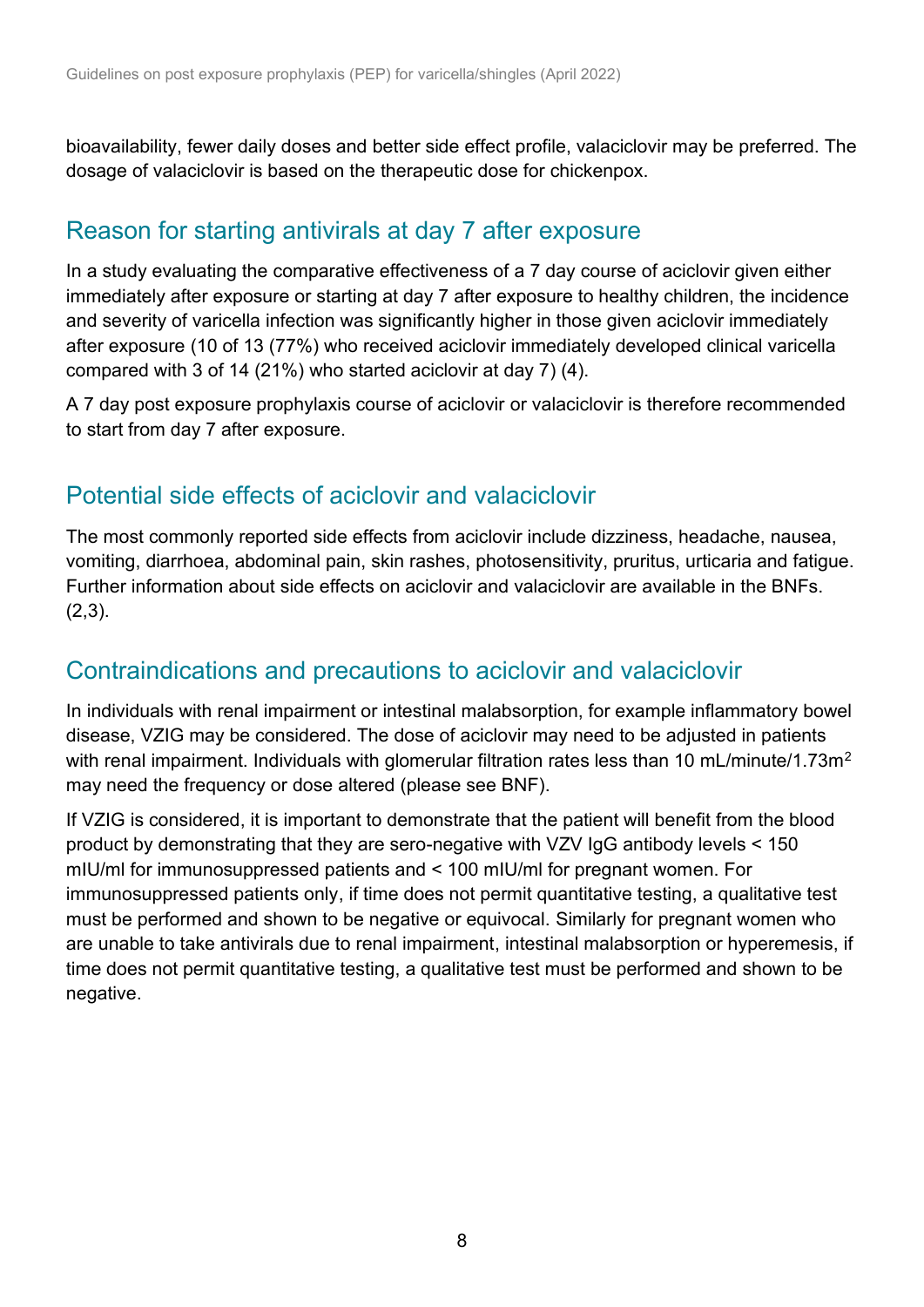bioavailability, fewer daily doses and better side effect profile, valaciclovir may be preferred. The dosage of valaciclovir is based on the therapeutic dose for chickenpox.

## Reason for starting antivirals at day 7 after exposure

In a study evaluating the comparative effectiveness of a 7 day course of aciclovir given either immediately after exposure or starting at day 7 after exposure to healthy children, the incidence and severity of varicella infection was significantly higher in those given aciclovir immediately after exposure (10 of 13 (77%) who received aciclovir immediately developed clinical varicella compared with 3 of 14 (21%) who started aciclovir at day 7) (4).

A 7 day post exposure prophylaxis course of aciclovir or valaciclovir is therefore recommended to start from day 7 after exposure.

## Potential side effects of aciclovir and valaciclovir

The most commonly reported side effects from aciclovir include dizziness, headache, nausea, vomiting, diarrhoea, abdominal pain, skin rashes, photosensitivity, pruritus, urticaria and fatigue. Further information about side effects on aciclovir and valaciclovir are available in the BNFs. (2,3).

## Contraindications and precautions to aciclovir and valaciclovir

In individuals with renal impairment or intestinal malabsorption, for example inflammatory bowel disease, VZIG may be considered. The dose of aciclovir may need to be adjusted in patients with renal impairment. Individuals with glomerular filtration rates less than 10 mL/minute/1.73m$^2$ may need the frequency or dose altered (please see BNF).

If VZIG is considered, it is important to demonstrate that the patient will benefit from the blood product by demonstrating that they are sero-negative with VZV IgG antibody levels < 150 mIU/ml for immunosuppressed patients and < 100 mIU/ml for pregnant women. For immunosuppressed patients only, if time does not permit quantitative testing, a qualitative test must be performed and shown to be negative or equivocal. Similarly for pregnant women who are unable to take antivirals due to renal impairment, intestinal malabsorption or hyperemesis, if time does not permit quantitative testing, a qualitative test must be performed and shown to be negative.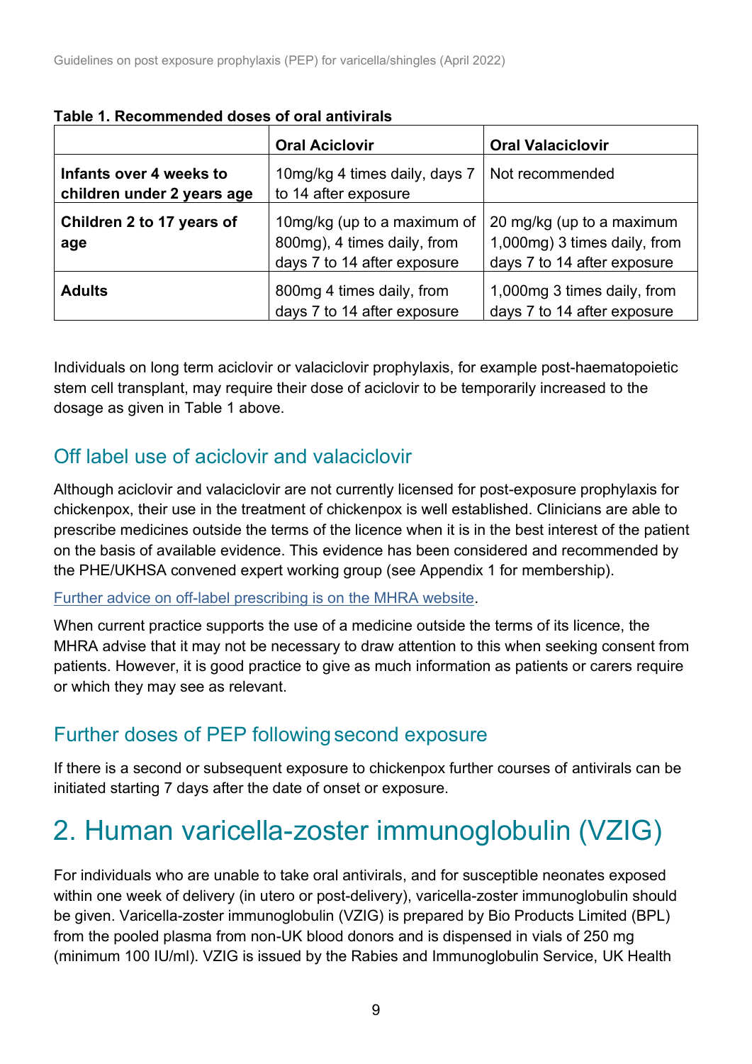**Table 1. Recommended doses of oral antivirals**

| | Oral Aciclovir | Oral Valaciclovir |
|---|---|---|
| **Infants over 4 weeks to children under 2 years age** | 10mg/kg 4 times daily, days 7 to 14 after exposure | Not recommended |
| **Children 2 to 17 years of age** | 10mg/kg (up to a maximum of 800mg), 4 times daily, from days 7 to 14 after exposure | 20 mg/kg (up to a maximum 1,000mg) 3 times daily, from days 7 to 14 after exposure |
| **Adults** | 800mg 4 times daily, from days 7 to 14 after exposure | 1,000mg 3 times daily, from days 7 to 14 after exposure |

Individuals on long term aciclovir or valaciclovir prophylaxis, for example post-haematopoietic stem cell transplant, may require their dose of aciclovir to be temporarily increased to the dosage as given in Table 1 above.

## Off label use of aciclovir and valaciclovir

Although aciclovir and valaciclovir are not currently licensed for post-exposure prophylaxis for chickenpox, their use in the treatment of chickenpox is well established. Clinicians are able to prescribe medicines outside the terms of the licence when it is in the best interest of the patient on the basis of available evidence. This evidence has been considered and recommended by the PHE/UKHSA convened expert working group (see Appendix 1 for membership).

Further advice on off-label prescribing is on the MHRA website.

When current practice supports the use of a medicine outside the terms of its licence, the MHRA advise that it may not be necessary to draw attention to this when seeking consent from patients. However, it is good practice to give as much information as patients or carers require or which they may see as relevant.

## Further doses of PEP following second exposure

If there is a second or subsequent exposure to chickenpox further courses of antivirals can be initiated starting 7 days after the date of onset or exposure.

# 2. Human varicella-zoster immunoglobulin (VZIG)

For individuals who are unable to take oral antivirals, and for susceptible neonates exposed within one week of delivery (in utero or post-delivery), varicella-zoster immunoglobulin should be given. Varicella-zoster immunoglobulin (VZIG) is prepared by Bio Products Limited (BPL) from the pooled plasma from non-UK blood donors and is dispensed in vials of 250 mg (minimum 100 IU/ml). VZIG is issued by the Rabies and Immunoglobulin Service, UK Health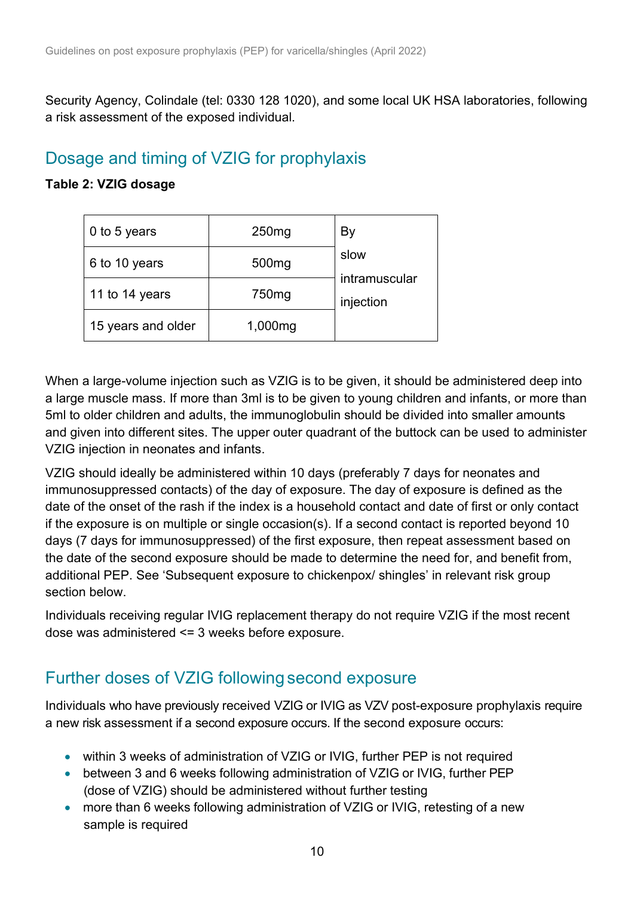Security Agency, Colindale (tel: 0330 128 1020), and some local UK HSA laboratories, following a risk assessment of the exposed individual.

## Dosage and timing of VZIG for prophylaxis

**Table 2: VZIG dosage**

| | | |
|---|---|---|
| 0 to 5 years | 250mg | By slow intramuscular injection |
| 6 to 10 years | 500mg | |
| 11 to 14 years | 750mg | |
| 15 years and older | 1,000mg | |

When a large-volume injection such as VZIG is to be given, it should be administered deep into a large muscle mass. If more than 3ml is to be given to young children and infants, or more than 5ml to older children and adults, the immunoglobulin should be divided into smaller amounts and given into different sites. The upper outer quadrant of the buttock can be used to administer VZIG injection in neonates and infants.

VZIG should ideally be administered within 10 days (preferably 7 days for neonates and immunosuppressed contacts) of the day of exposure. The day of exposure is defined as the date of the onset of the rash if the index is a household contact and date of first or only contact if the exposure is on multiple or single occasion(s). If a second contact is reported beyond 10 days (7 days for immunosuppressed) of the first exposure, then repeat assessment based on the date of the second exposure should be made to determine the need for, and benefit from, additional PEP. See 'Subsequent exposure to chickenpox/ shingles' in relevant risk group section below.

Individuals receiving regular IVIG replacement therapy do not require VZIG if the most recent dose was administered <= 3 weeks before exposure.

## Further doses of VZIG following second exposure

Individuals who have previously received VZIG or IVIG as VZV post-exposure prophylaxis require a new risk assessment if a second exposure occurs. If the second exposure occurs:

- within 3 weeks of administration of VZIG or IVIG, further PEP is not required
- between 3 and 6 weeks following administration of VZIG or IVIG, further PEP (dose of VZIG) should be administered without further testing
- more than 6 weeks following administration of VZIG or IVIG, retesting of a new sample is required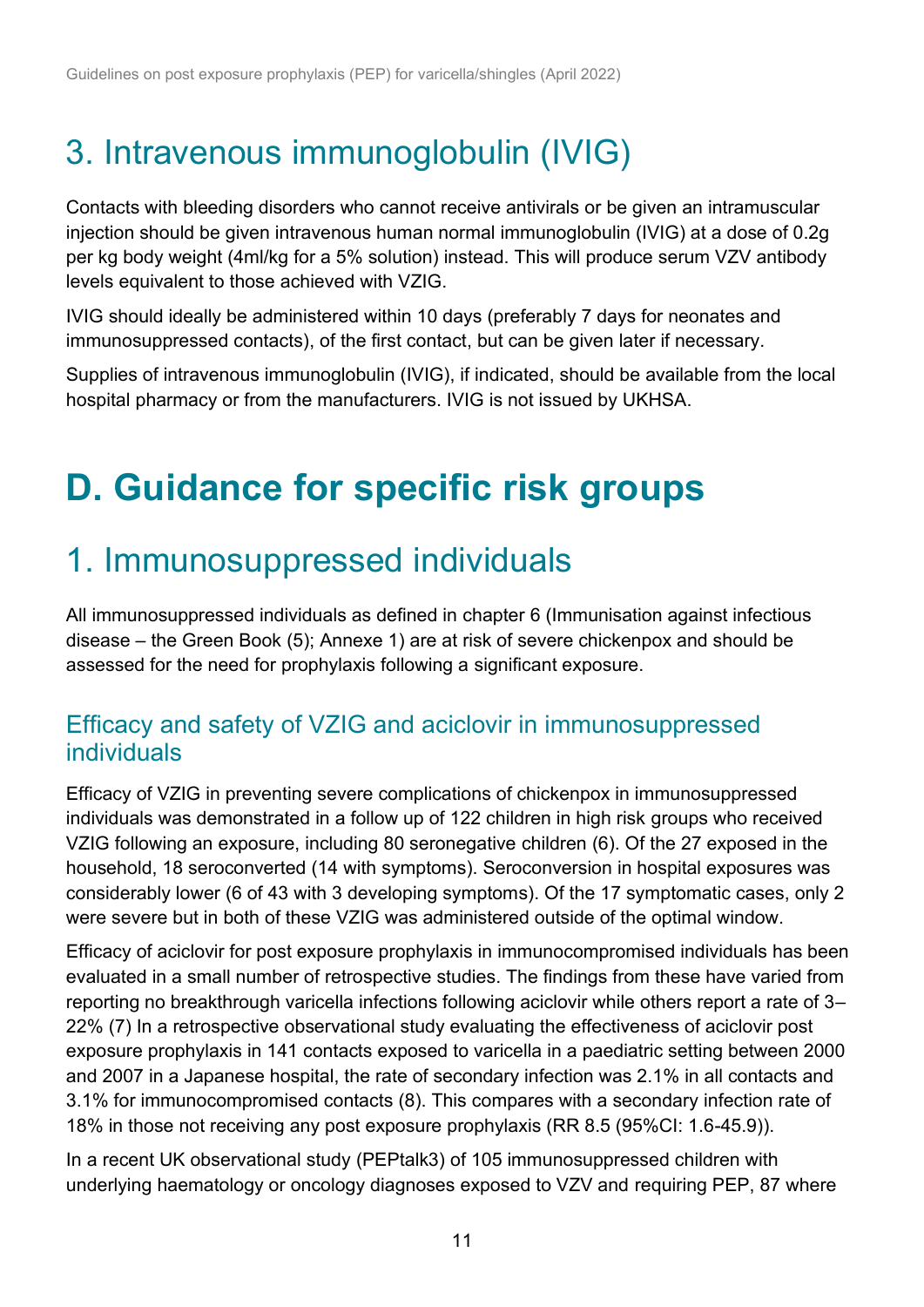## 3. Intravenous immunoglobulin (IVIG)

Contacts with bleeding disorders who cannot receive antivirals or be given an intramuscular injection should be given intravenous human normal immunoglobulin (IVIG) at a dose of 0.2g per kg body weight (4ml/kg for a 5% solution) instead. This will produce serum VZV antibody levels equivalent to those achieved with VZIG.

IVIG should ideally be administered within 10 days (preferably 7 days for neonates and immunosuppressed contacts), of the first contact, but can be given later if necessary.

Supplies of intravenous immunoglobulin (IVIG), if indicated, should be available from the local hospital pharmacy or from the manufacturers. IVIG is not issued by UKHSA.

# D. Guidance for specific risk groups

## 1. Immunosuppressed individuals

All immunosuppressed individuals as defined in chapter 6 (Immunisation against infectious disease – the Green Book (5); Annexe 1) are at risk of severe chickenpox and should be assessed for the need for prophylaxis following a significant exposure.

### Efficacy and safety of VZIG and aciclovir in immunosuppressed individuals

Efficacy of VZIG in preventing severe complications of chickenpox in immunosuppressed individuals was demonstrated in a follow up of 122 children in high risk groups who received VZIG following an exposure, including 80 seronegative children (6). Of the 27 exposed in the household, 18 seroconverted (14 with symptoms). Seroconversion in hospital exposures was considerably lower (6 of 43 with 3 developing symptoms). Of the 17 symptomatic cases, only 2 were severe but in both of these VZIG was administered outside of the optimal window.

Efficacy of aciclovir for post exposure prophylaxis in immunocompromised individuals has been evaluated in a small number of retrospective studies. The findings from these have varied from reporting no breakthrough varicella infections following aciclovir while others report a rate of 3–22% (7) In a retrospective observational study evaluating the effectiveness of aciclovir post exposure prophylaxis in 141 contacts exposed to varicella in a paediatric setting between 2000 and 2007 in a Japanese hospital, the rate of secondary infection was 2.1% in all contacts and 3.1% for immunocompromised contacts (8). This compares with a secondary infection rate of 18% in those not receiving any post exposure prophylaxis (RR 8.5 (95%CI: 1.6-45.9)).

In a recent UK observational study (PEPtalk3) of 105 immunosuppressed children with underlying haematology or oncology diagnoses exposed to VZV and requiring PEP, 87 where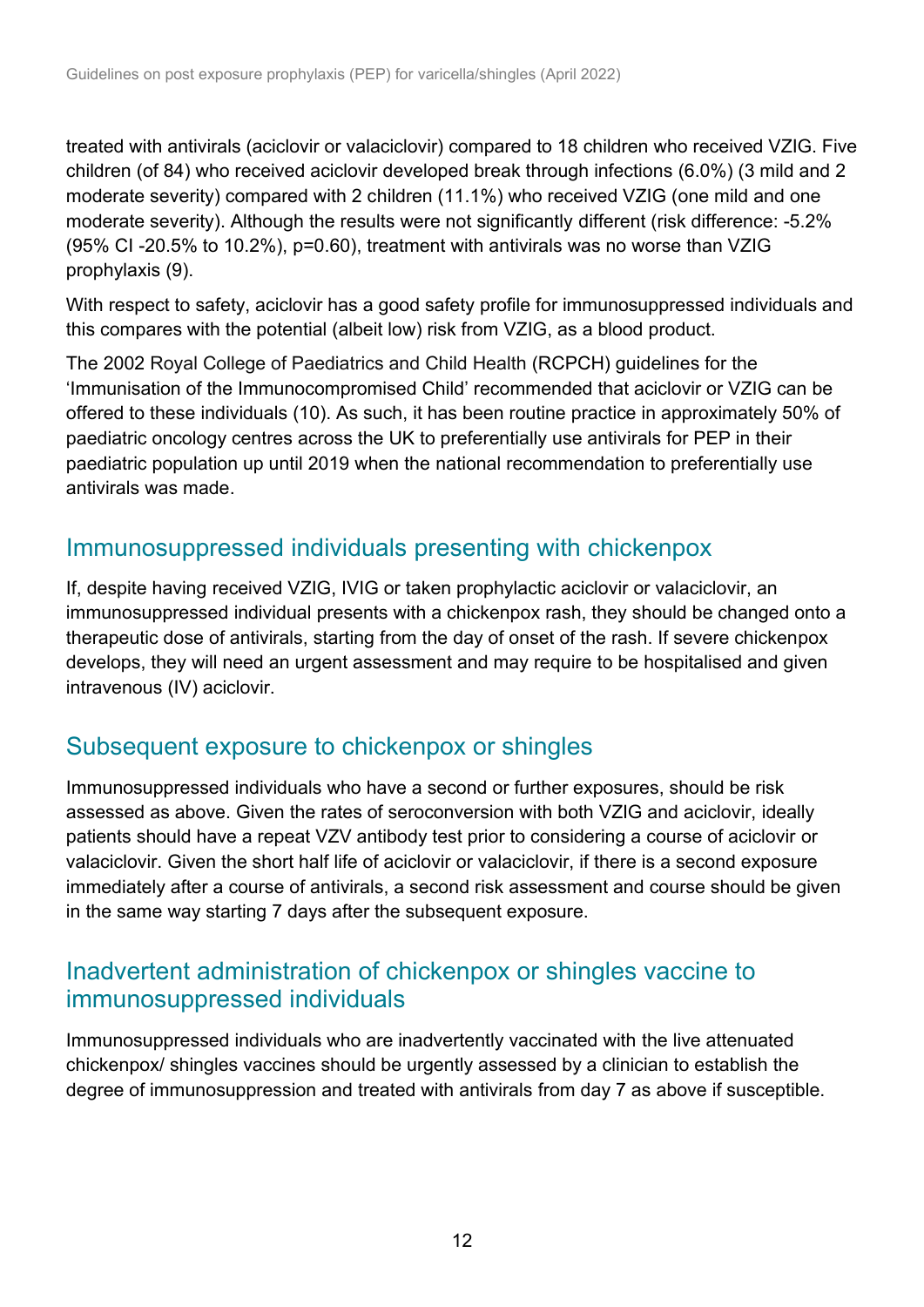treated with antivirals (aciclovir or valaciclovir) compared to 18 children who received VZIG. Five children (of 84) who received aciclovir developed break through infections (6.0%) (3 mild and 2 moderate severity) compared with 2 children (11.1%) who received VZIG (one mild and one moderate severity). Although the results were not significantly different (risk difference: -5.2% (95% CI -20.5% to 10.2%), p=0.60), treatment with antivirals was no worse than VZIG prophylaxis (9).

With respect to safety, aciclovir has a good safety profile for immunosuppressed individuals and this compares with the potential (albeit low) risk from VZIG, as a blood product.

The 2002 Royal College of Paediatrics and Child Health (RCPCH) guidelines for the 'Immunisation of the Immunocompromised Child' recommended that aciclovir or VZIG can be offered to these individuals (10). As such, it has been routine practice in approximately 50% of paediatric oncology centres across the UK to preferentially use antivirals for PEP in their paediatric population up until 2019 when the national recommendation to preferentially use antivirals was made.

## Immunosuppressed individuals presenting with chickenpox

If, despite having received VZIG, IVIG or taken prophylactic aciclovir or valaciclovir, an immunosuppressed individual presents with a chickenpox rash, they should be changed onto a therapeutic dose of antivirals, starting from the day of onset of the rash. If severe chickenpox develops, they will need an urgent assessment and may require to be hospitalised and given intravenous (IV) aciclovir.

## Subsequent exposure to chickenpox or shingles

Immunosuppressed individuals who have a second or further exposures, should be risk assessed as above. Given the rates of seroconversion with both VZIG and aciclovir, ideally patients should have a repeat VZV antibody test prior to considering a course of aciclovir or valaciclovir. Given the short half life of aciclovir or valaciclovir, if there is a second exposure immediately after a course of antivirals, a second risk assessment and course should be given in the same way starting 7 days after the subsequent exposure.

## Inadvertent administration of chickenpox or shingles vaccine to immunosuppressed individuals

Immunosuppressed individuals who are inadvertently vaccinated with the live attenuated chickenpox/ shingles vaccines should be urgently assessed by a clinician to establish the degree of immunosuppression and treated with antivirals from day 7 as above if susceptible.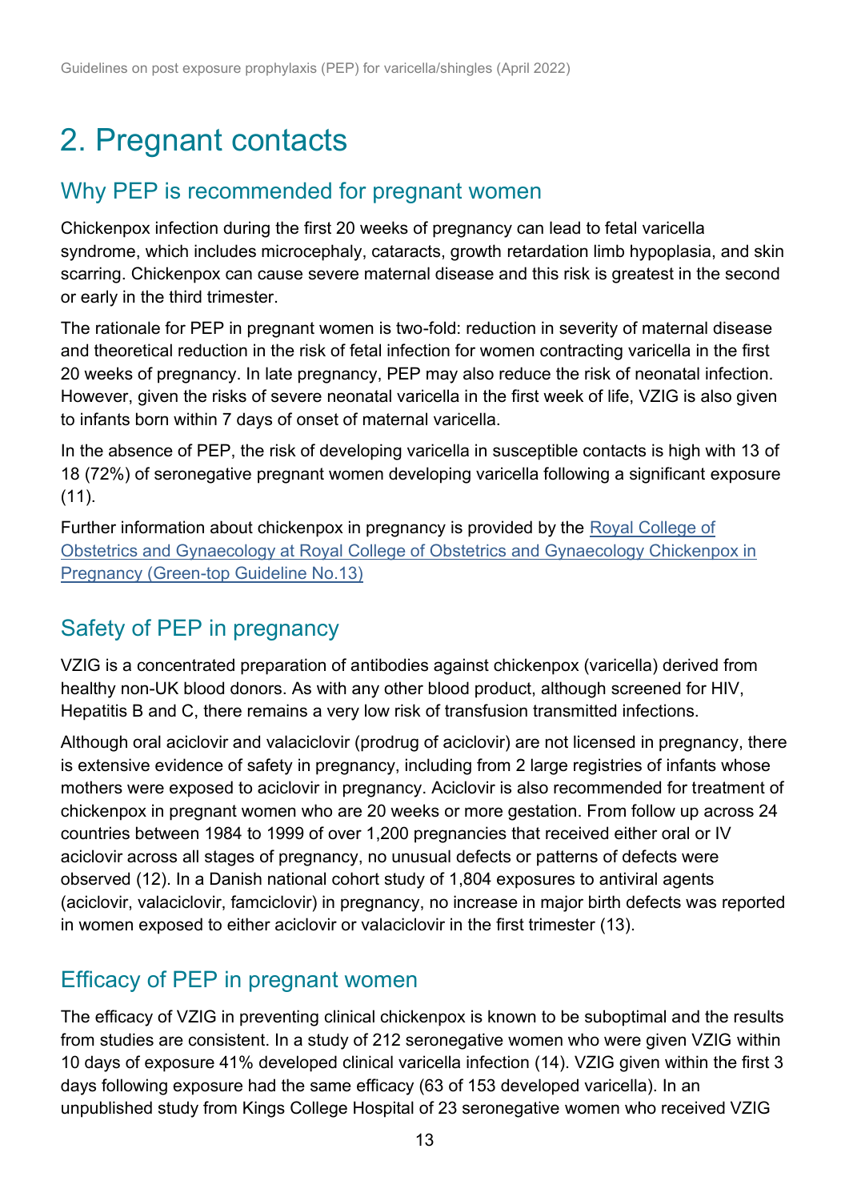# 2. Pregnant contacts

## Why PEP is recommended for pregnant women

Chickenpox infection during the first 20 weeks of pregnancy can lead to fetal varicella syndrome, which includes microcephaly, cataracts, growth retardation limb hypoplasia, and skin scarring. Chickenpox can cause severe maternal disease and this risk is greatest in the second or early in the third trimester.

The rationale for PEP in pregnant women is two-fold: reduction in severity of maternal disease and theoretical reduction in the risk of fetal infection for women contracting varicella in the first 20 weeks of pregnancy. In late pregnancy, PEP may also reduce the risk of neonatal infection. However, given the risks of severe neonatal varicella in the first week of life, VZIG is also given to infants born within 7 days of onset of maternal varicella.

In the absence of PEP, the risk of developing varicella in susceptible contacts is high with 13 of 18 (72%) of seronegative pregnant women developing varicella following a significant exposure (11).

Further information about chickenpox in pregnancy is provided by the [Royal College of Obstetrics and Gynaecology at Royal College of Obstetrics and Gynaecology Chickenpox in Pregnancy (Green-top Guideline No.13)]()

## Safety of PEP in pregnancy

VZIG is a concentrated preparation of antibodies against chickenpox (varicella) derived from healthy non-UK blood donors. As with any other blood product, although screened for HIV, Hepatitis B and C, there remains a very low risk of transfusion transmitted infections.

Although oral aciclovir and valaciclovir (prodrug of aciclovir) are not licensed in pregnancy, there is extensive evidence of safety in pregnancy, including from 2 large registries of infants whose mothers were exposed to aciclovir in pregnancy. Aciclovir is also recommended for treatment of chickenpox in pregnant women who are 20 weeks or more gestation. From follow up across 24 countries between 1984 to 1999 of over 1,200 pregnancies that received either oral or IV aciclovir across all stages of pregnancy, no unusual defects or patterns of defects were observed (12). In a Danish national cohort study of 1,804 exposures to antiviral agents (aciclovir, valaciclovir, famciclovir) in pregnancy, no increase in major birth defects was reported in women exposed to either aciclovir or valaciclovir in the first trimester (13).

## Efficacy of PEP in pregnant women

The efficacy of VZIG in preventing clinical chickenpox is known to be suboptimal and the results from studies are consistent. In a study of 212 seronegative women who were given VZIG within 10 days of exposure 41% developed clinical varicella infection (14). VZIG given within the first 3 days following exposure had the same efficacy (63 of 153 developed varicella). In an unpublished study from Kings College Hospital of 23 seronegative women who received VZIG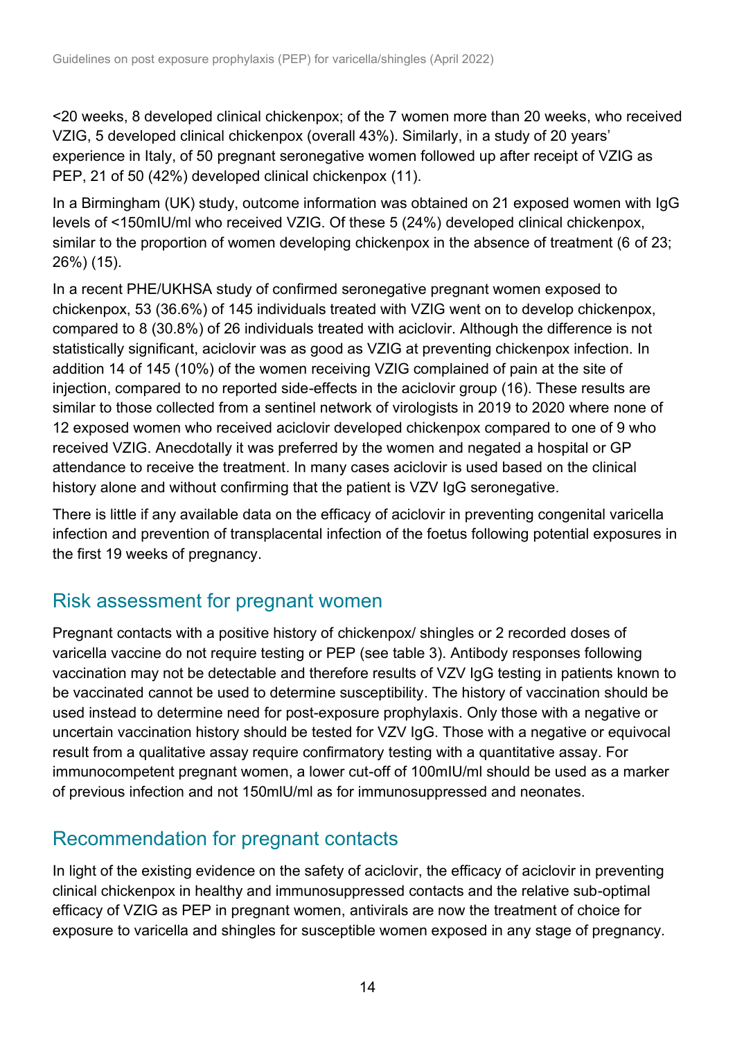<20 weeks, 8 developed clinical chickenpox; of the 7 women more than 20 weeks, who received VZIG, 5 developed clinical chickenpox (overall 43%). Similarly, in a study of 20 years' experience in Italy, of 50 pregnant seronegative women followed up after receipt of VZIG as PEP, 21 of 50 (42%) developed clinical chickenpox (11).

In a Birmingham (UK) study, outcome information was obtained on 21 exposed women with IgG levels of <150mIU/ml who received VZIG. Of these 5 (24%) developed clinical chickenpox, similar to the proportion of women developing chickenpox in the absence of treatment (6 of 23; 26%) (15).

In a recent PHE/UKHSA study of confirmed seronegative pregnant women exposed to chickenpox, 53 (36.6%) of 145 individuals treated with VZIG went on to develop chickenpox, compared to 8 (30.8%) of 26 individuals treated with aciclovir. Although the difference is not statistically significant, aciclovir was as good as VZIG at preventing chickenpox infection. In addition 14 of 145 (10%) of the women receiving VZIG complained of pain at the site of injection, compared to no reported side-effects in the aciclovir group (16). These results are similar to those collected from a sentinel network of virologists in 2019 to 2020 where none of 12 exposed women who received aciclovir developed chickenpox compared to one of 9 who received VZIG. Anecdotally it was preferred by the women and negated a hospital or GP attendance to receive the treatment. In many cases aciclovir is used based on the clinical history alone and without confirming that the patient is VZV IgG seronegative.

There is little if any available data on the efficacy of aciclovir in preventing congenital varicella infection and prevention of transplacental infection of the foetus following potential exposures in the first 19 weeks of pregnancy.

## Risk assessment for pregnant women

Pregnant contacts with a positive history of chickenpox/ shingles or 2 recorded doses of varicella vaccine do not require testing or PEP (see table 3). Antibody responses following vaccination may not be detectable and therefore results of VZV IgG testing in patients known to be vaccinated cannot be used to determine susceptibility. The history of vaccination should be used instead to determine need for post-exposure prophylaxis. Only those with a negative or uncertain vaccination history should be tested for VZV IgG. Those with a negative or equivocal result from a qualitative assay require confirmatory testing with a quantitative assay. For immunocompetent pregnant women, a lower cut-off of 100mIU/ml should be used as a marker of previous infection and not 150mIU/ml as for immunosuppressed and neonates.

## Recommendation for pregnant contacts

In light of the existing evidence on the safety of aciclovir, the efficacy of aciclovir in preventing clinical chickenpox in healthy and immunosuppressed contacts and the relative sub-optimal efficacy of VZIG as PEP in pregnant women, antivirals are now the treatment of choice for exposure to varicella and shingles for susceptible women exposed in any stage of pregnancy.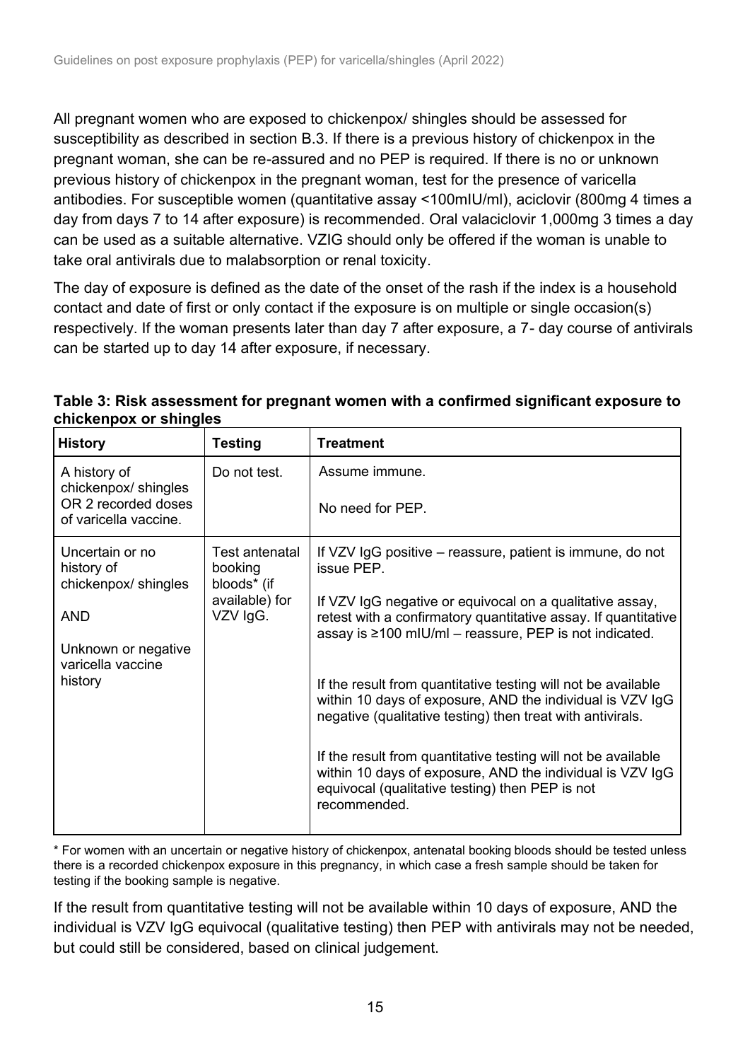All pregnant women who are exposed to chickenpox/ shingles should be assessed for susceptibility as described in section B.3. If there is a previous history of chickenpox in the pregnant woman, she can be re-assured and no PEP is required. If there is no or unknown previous history of chickenpox in the pregnant woman, test for the presence of varicella antibodies. For susceptible women (quantitative assay <100mIU/ml), aciclovir (800mg 4 times a day from days 7 to 14 after exposure) is recommended. Oral valaciclovir 1,000mg 3 times a day can be used as a suitable alternative. VZIG should only be offered if the woman is unable to take oral antivirals due to malabsorption or renal toxicity.

The day of exposure is defined as the date of the onset of the rash if the index is a household contact and date of first or only contact if the exposure is on multiple or single occasion(s) respectively. If the woman presents later than day 7 after exposure, a 7- day course of antivirals can be started up to day 14 after exposure, if necessary.

**Table 3: Risk assessment for pregnant women with a confirmed significant exposure to chickenpox or shingles**

| History | Testing | Treatment |
|---|---|---|
| A history of chickenpox/ shingles OR 2 recorded doses of varicella vaccine. | Do not test. | Assume immune.<br><br>No need for PEP. |
| Uncertain or no history of chickenpox/ shingles<br><br>AND<br><br>Unknown or negative varicella vaccine history | Test antenatal booking bloods* (if available) for VZV IgG. | If VZV IgG positive – reassure, patient is immune, do not issue PEP.<br><br>If VZV IgG negative or equivocal on a qualitative assay, retest with a confirmatory quantitative assay. If quantitative assay is ≥100 mIU/ml – reassure, PEP is not indicated.<br><br>If the result from quantitative testing will not be available within 10 days of exposure, AND the individual is VZV IgG negative (qualitative testing) then treat with antivirals.<br><br>If the result from quantitative testing will not be available within 10 days of exposure, AND the individual is VZV IgG equivocal (qualitative testing) then PEP is not recommended. |

* For women with an uncertain or negative history of chickenpox, antenatal booking bloods should be tested unless there is a recorded chickenpox exposure in this pregnancy, in which case a fresh sample should be taken for testing if the booking sample is negative.

If the result from quantitative testing will not be available within 10 days of exposure, AND the individual is VZV IgG equivocal (qualitative testing) then PEP with antivirals may not be needed, but could still be considered, based on clinical judgement.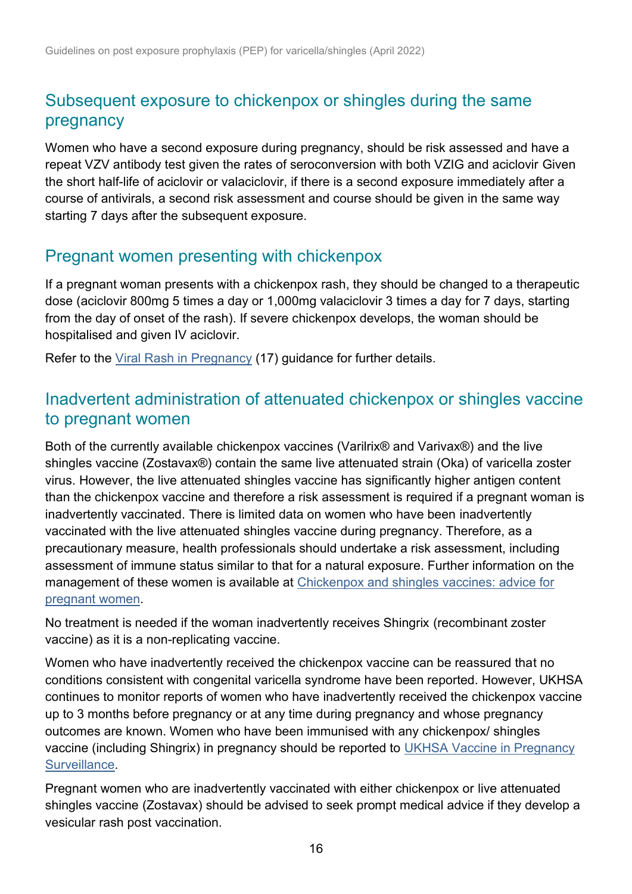## Subsequent exposure to chickenpox or shingles during the same pregnancy

Women who have a second exposure during pregnancy, should be risk assessed and have a repeat VZV antibody test given the rates of seroconversion with both VZIG and aciclovir Given the short half-life of aciclovir or valaciclovir, if there is a second exposure immediately after a course of antivirals, a second risk assessment and course should be given in the same way starting 7 days after the subsequent exposure.

## Pregnant women presenting with chickenpox

If a pregnant woman presents with a chickenpox rash, they should be changed to a therapeutic dose (aciclovir 800mg 5 times a day or 1,000mg valaciclovir 3 times a day for 7 days, starting from the day of onset of the rash). If severe chickenpox develops, the woman should be hospitalised and given IV aciclovir.

Refer to the Viral Rash in Pregnancy (17) guidance for further details.

## Inadvertent administration of attenuated chickenpox or shingles vaccine to pregnant women

Both of the currently available chickenpox vaccines (Varilrix® and Varivax®) and the live shingles vaccine (Zostavax®) contain the same live attenuated strain (Oka) of varicella zoster virus. However, the live attenuated shingles vaccine has significantly higher antigen content than the chickenpox vaccine and therefore a risk assessment is required if a pregnant woman is inadvertently vaccinated. There is limited data on women who have been inadvertently vaccinated with the live attenuated shingles vaccine during pregnancy. Therefore, as a precautionary measure, health professionals should undertake a risk assessment, including assessment of immune status similar to that for a natural exposure. Further information on the management of these women is available at Chickenpox and shingles vaccines: advice for pregnant women.

No treatment is needed if the woman inadvertently receives Shingrix (recombinant zoster vaccine) as it is a non-replicating vaccine.

Women who have inadvertently received the chickenpox vaccine can be reassured that no conditions consistent with congenital varicella syndrome have been reported. However, UKHSA continues to monitor reports of women who have inadvertently received the chickenpox vaccine up to 3 months before pregnancy or at any time during pregnancy and whose pregnancy outcomes are known. Women who have been immunised with any chickenpox/ shingles vaccine (including Shingrix) in pregnancy should be reported to UKHSA Vaccine in Pregnancy Surveillance.

Pregnant women who are inadvertently vaccinated with either chickenpox or live attenuated shingles vaccine (Zostavax) should be advised to seek prompt medical advice if they develop a vesicular rash post vaccination.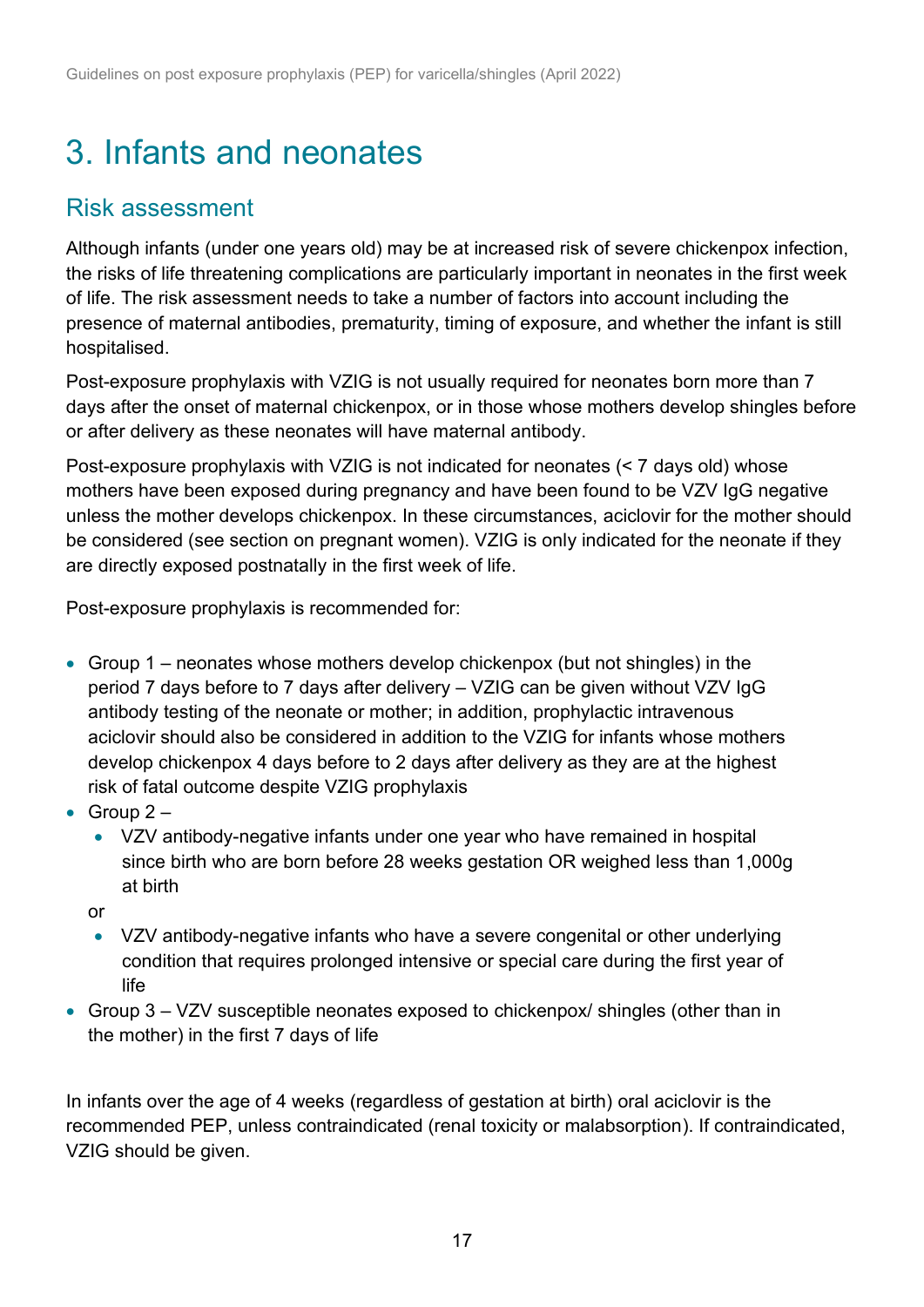# 3. Infants and neonates

## Risk assessment

Although infants (under one years old) may be at increased risk of severe chickenpox infection, the risks of life threatening complications are particularly important in neonates in the first week of life. The risk assessment needs to take a number of factors into account including the presence of maternal antibodies, prematurity, timing of exposure, and whether the infant is still hospitalised.

Post-exposure prophylaxis with VZIG is not usually required for neonates born more than 7 days after the onset of maternal chickenpox, or in those whose mothers develop shingles before or after delivery as these neonates will have maternal antibody.

Post-exposure prophylaxis with VZIG is not indicated for neonates (< 7 days old) whose mothers have been exposed during pregnancy and have been found to be VZV IgG negative unless the mother develops chickenpox. In these circumstances, aciclovir for the mother should be considered (see section on pregnant women). VZIG is only indicated for the neonate if they are directly exposed postnatally in the first week of life.

Post-exposure prophylaxis is recommended for:

- Group 1 – neonates whose mothers develop chickenpox (but not shingles) in the period 7 days before to 7 days after delivery – VZIG can be given without VZV IgG antibody testing of the neonate or mother; in addition, prophylactic intravenous aciclovir should also be considered in addition to the VZIG for infants whose mothers develop chickenpox 4 days before to 2 days after delivery as they are at the highest risk of fatal outcome despite VZIG prophylaxis
- Group 2 –
  - VZV antibody-negative infants under one year who have remained in hospital since birth who are born before 28 weeks gestation OR weighed less than 1,000g at birth

  or

  - VZV antibody-negative infants who have a severe congenital or other underlying condition that requires prolonged intensive or special care during the first year of life
- Group 3 – VZV susceptible neonates exposed to chickenpox/ shingles (other than in the mother) in the first 7 days of life

In infants over the age of 4 weeks (regardless of gestation at birth) oral aciclovir is the recommended PEP, unless contraindicated (renal toxicity or malabsorption). If contraindicated, VZIG should be given.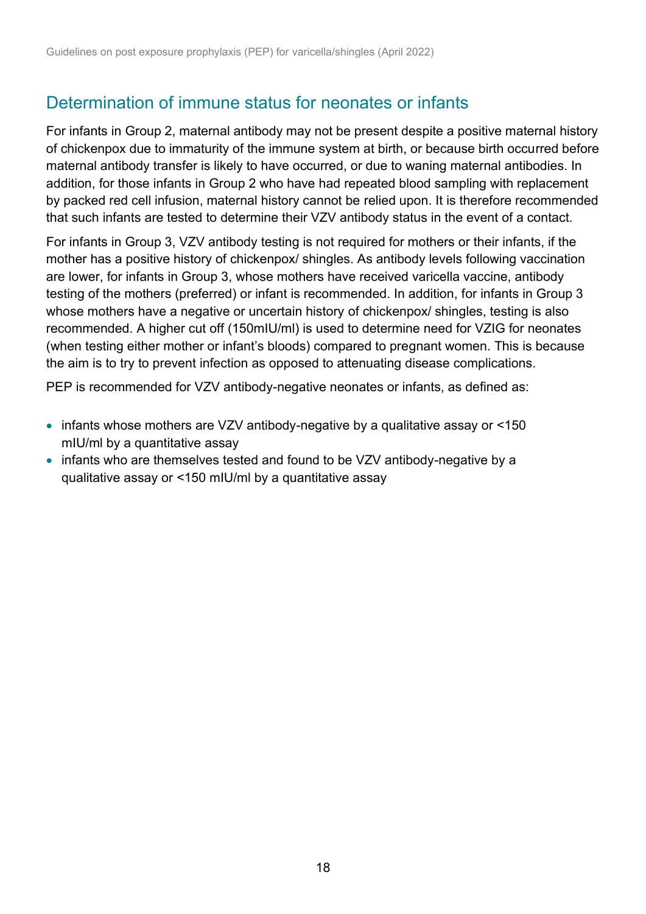## Determination of immune status for neonates or infants

For infants in Group 2, maternal antibody may not be present despite a positive maternal history of chickenpox due to immaturity of the immune system at birth, or because birth occurred before maternal antibody transfer is likely to have occurred, or due to waning maternal antibodies. In addition, for those infants in Group 2 who have had repeated blood sampling with replacement by packed red cell infusion, maternal history cannot be relied upon. It is therefore recommended that such infants are tested to determine their VZV antibody status in the event of a contact.

For infants in Group 3, VZV antibody testing is not required for mothers or their infants, if the mother has a positive history of chickenpox/ shingles. As antibody levels following vaccination are lower, for infants in Group 3, whose mothers have received varicella vaccine, antibody testing of the mothers (preferred) or infant is recommended. In addition, for infants in Group 3 whose mothers have a negative or uncertain history of chickenpox/ shingles, testing is also recommended. A higher cut off (150mIU/ml) is used to determine need for VZIG for neonates (when testing either mother or infant's bloods) compared to pregnant women. This is because the aim is to try to prevent infection as opposed to attenuating disease complications.

PEP is recommended for VZV antibody-negative neonates or infants, as defined as:

- infants whose mothers are VZV antibody-negative by a qualitative assay or <150 mIU/ml by a quantitative assay
- infants who are themselves tested and found to be VZV antibody-negative by a qualitative assay or <150 mIU/ml by a quantitative assay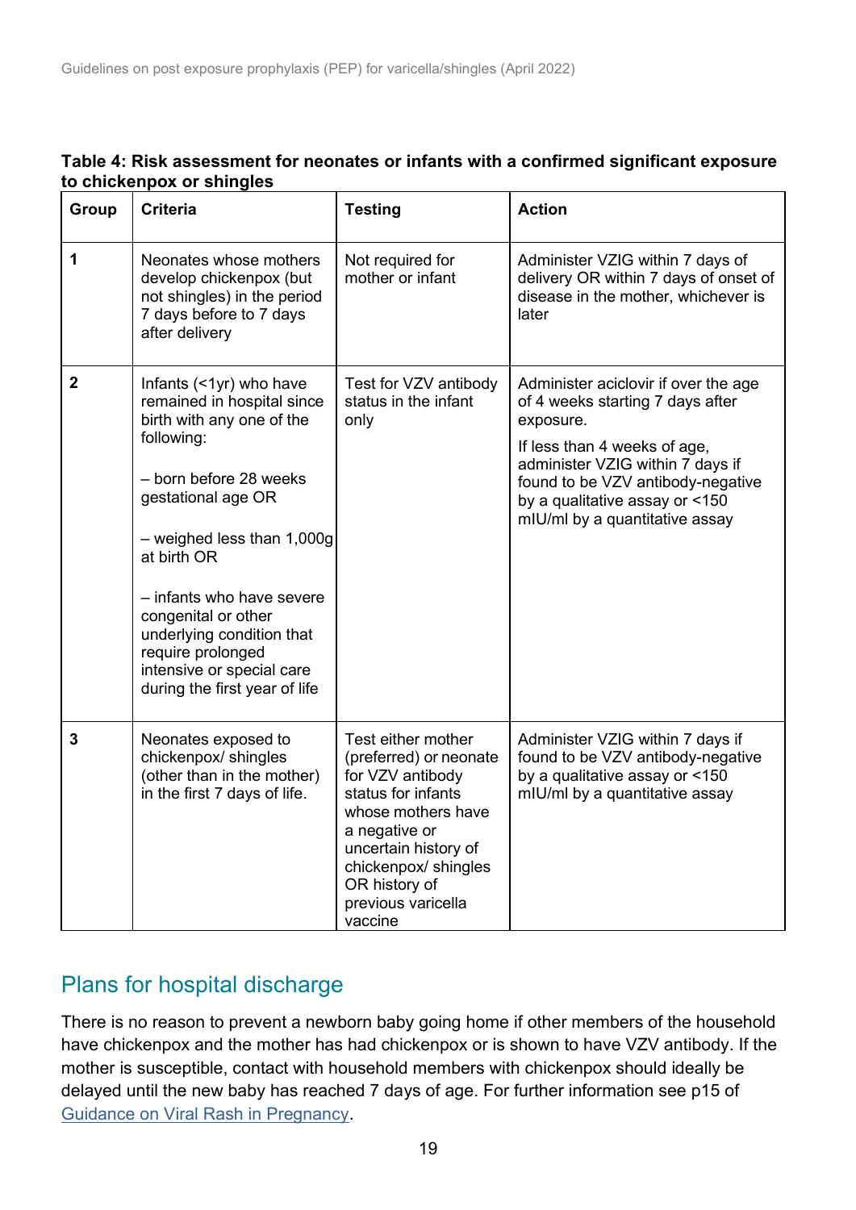**Table 4: Risk assessment for neonates or infants with a confirmed significant exposure to chickenpox or shingles**

| Group | Criteria | Testing | Action |
|---|---|---|---|
| 1 | Neonates whose mothers develop chickenpox (but not shingles) in the period 7 days before to 7 days after delivery | Not required for mother or infant | Administer VZIG within 7 days of delivery OR within 7 days of onset of disease in the mother, whichever is later |
| 2 | Infants (<1yr) who have remained in hospital since birth with any one of the following:<br><br>– born before 28 weeks gestational age OR<br><br>– weighed less than 1,000g at birth OR<br><br>– infants who have severe congenital or other underlying condition that require prolonged intensive or special care during the first year of life | Test for VZV antibody status in the infant only | Administer aciclovir if over the age of 4 weeks starting 7 days after exposure.<br><br>If less than 4 weeks of age, administer VZIG within 7 days if found to be VZV antibody-negative by a qualitative assay or <150 mIU/ml by a quantitative assay |
| 3 | Neonates exposed to chickenpox/ shingles (other than in the mother) in the first 7 days of life. | Test either mother (preferred) or neonate for VZV antibody status for infants whose mothers have a negative or uncertain history of chickenpox/ shingles OR history of previous varicella vaccine | Administer VZIG within 7 days if found to be VZV antibody-negative by a qualitative assay or <150 mIU/ml by a quantitative assay |

## Plans for hospital discharge

There is no reason to prevent a newborn baby going home if other members of the household have chickenpox and the mother has had chickenpox or is shown to have VZV antibody. If the mother is susceptible, contact with household members with chickenpox should ideally be delayed until the new baby has reached 7 days of age. For further information see p15 of Guidance on Viral Rash in Pregnancy.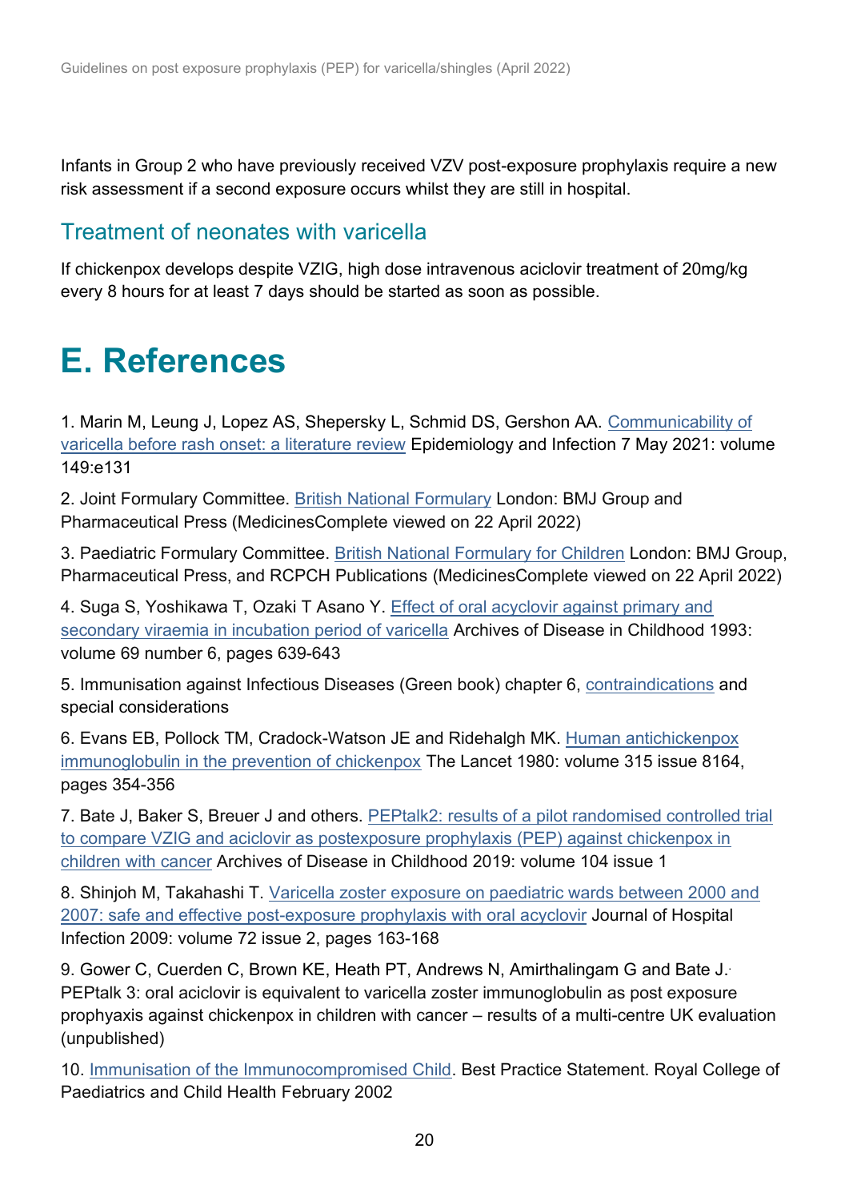Infants in Group 2 who have previously received VZV post-exposure prophylaxis require a new risk assessment if a second exposure occurs whilst they are still in hospital.

## Treatment of neonates with varicella

If chickenpox develops despite VZIG, high dose intravenous aciclovir treatment of 20mg/kg every 8 hours for at least 7 days should be started as soon as possible.

# E. References

1. Marin M, Leung J, Lopez AS, Shepersky L, Schmid DS, Gershon AA. Communicability of varicella before rash onset: a literature review Epidemiology and Infection 7 May 2021: volume 149:e131

2. Joint Formulary Committee. British National Formulary London: BMJ Group and Pharmaceutical Press (MedicinesComplete viewed on 22 April 2022)

3. Paediatric Formulary Committee. British National Formulary for Children London: BMJ Group, Pharmaceutical Press, and RCPCH Publications (MedicinesComplete viewed on 22 April 2022)

4. Suga S, Yoshikawa T, Ozaki T Asano Y. Effect of oral acyclovir against primary and secondary viraemia in incubation period of varicella Archives of Disease in Childhood 1993: volume 69 number 6, pages 639-643

5. Immunisation against Infectious Diseases (Green book) chapter 6, contraindications and special considerations

6. Evans EB, Pollock TM, Cradock-Watson JE and Ridehalgh MK. Human antichickenpox immunoglobulin in the prevention of chickenpox The Lancet 1980: volume 315 issue 8164, pages 354-356

7. Bate J, Baker S, Breuer J and others. PEPtalk2: results of a pilot randomised controlled trial to compare VZIG and aciclovir as postexposure prophylaxis (PEP) against chickenpox in children with cancer Archives of Disease in Childhood 2019: volume 104 issue 1

8. Shinjoh M, Takahashi T. Varicella zoster exposure on paediatric wards between 2000 and 2007: safe and effective post-exposure prophylaxis with oral acyclovir Journal of Hospital Infection 2009: volume 72 issue 2, pages 163-168

9. Gower C, Cuerden C, Brown KE, Heath PT, Andrews N, Amirthalingam G and Bate J. PEPtalk 3: oral aciclovir is equivalent to varicella zoster immunoglobulin as post exposure prophyaxis against chickenpox in children with cancer – results of a multi-centre UK evaluation (unpublished)

10. Immunisation of the Immunocompromised Child. Best Practice Statement. Royal College of Paediatrics and Child Health February 2002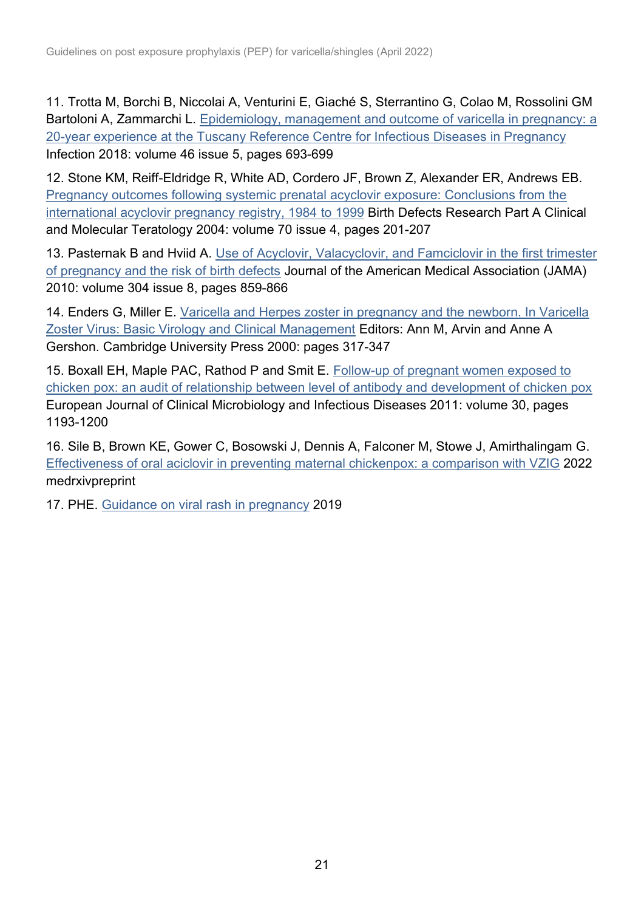11. Trotta M, Borchi B, Niccolai A, Venturini E, Giaché S, Sterrantino G, Colao M, Rossolini GM Bartoloni A, Zammarchi L. Epidemiology, management and outcome of varicella in pregnancy: a 20-year experience at the Tuscany Reference Centre for Infectious Diseases in Pregnancy Infection 2018: volume 46 issue 5, pages 693-699

12. Stone KM, Reiff-Eldridge R, White AD, Cordero JF, Brown Z, Alexander ER, Andrews EB. Pregnancy outcomes following systemic prenatal acyclovir exposure: Conclusions from the international acyclovir pregnancy registry, 1984 to 1999 Birth Defects Research Part A Clinical and Molecular Teratology 2004: volume 70 issue 4, pages 201-207

13. Pasternak B and Hviid A. Use of Acyclovir, Valacyclovir, and Famciclovir in the first trimester of pregnancy and the risk of birth defects Journal of the American Medical Association (JAMA) 2010: volume 304 issue 8, pages 859-866

14. Enders G, Miller E. Varicella and Herpes zoster in pregnancy and the newborn. In Varicella Zoster Virus: Basic Virology and Clinical Management Editors: Ann M, Arvin and Anne A Gershon. Cambridge University Press 2000: pages 317-347

15. Boxall EH, Maple PAC, Rathod P and Smit E. Follow-up of pregnant women exposed to chicken pox: an audit of relationship between level of antibody and development of chicken pox European Journal of Clinical Microbiology and Infectious Diseases 2011: volume 30, pages 1193-1200

16. Sile B, Brown KE, Gower C, Bosowski J, Dennis A, Falconer M, Stowe J, Amirthalingam G. Effectiveness of oral aciclovir in preventing maternal chickenpox: a comparison with VZIG 2022 medrxivpreprint

17. PHE. Guidance on viral rash in pregnancy 2019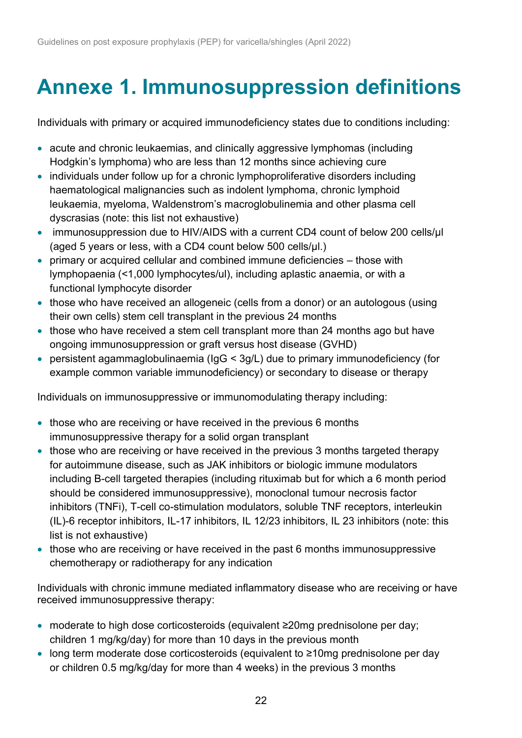# Annexe 1. Immunosuppression definitions

Individuals with primary or acquired immunodeficiency states due to conditions including:

- acute and chronic leukaemias, and clinically aggressive lymphomas (including Hodgkin's lymphoma) who are less than 12 months since achieving cure
- individuals under follow up for a chronic lymphoproliferative disorders including haematological malignancies such as indolent lymphoma, chronic lymphoid leukaemia, myeloma, Waldenstrom's macroglobulinemia and other plasma cell dyscrasias (note: this list not exhaustive)
- immunosuppression due to HIV/AIDS with a current CD4 count of below 200 cells/µl (aged 5 years or less, with a CD4 count below 500 cells/µl.)
- primary or acquired cellular and combined immune deficiencies – those with lymphopaenia (<1,000 lymphocytes/ul), including aplastic anaemia, or with a functional lymphocyte disorder
- those who have received an allogeneic (cells from a donor) or an autologous (using their own cells) stem cell transplant in the previous 24 months
- those who have received a stem cell transplant more than 24 months ago but have ongoing immunosuppression or graft versus host disease (GVHD)
- persistent agammaglobulinaemia (IgG < 3g/L) due to primary immunodeficiency (for example common variable immunodeficiency) or secondary to disease or therapy

Individuals on immunosuppressive or immunomodulating therapy including:

- those who are receiving or have received in the previous 6 months immunosuppressive therapy for a solid organ transplant
- those who are receiving or have received in the previous 3 months targeted therapy for autoimmune disease, such as JAK inhibitors or biologic immune modulators including B-cell targeted therapies (including rituximab but for which a 6 month period should be considered immunosuppressive), monoclonal tumour necrosis factor inhibitors (TNFi), T-cell co-stimulation modulators, soluble TNF receptors, interleukin (IL)-6 receptor inhibitors, IL-17 inhibitors, IL 12/23 inhibitors, IL 23 inhibitors (note: this list is not exhaustive)
- those who are receiving or have received in the past 6 months immunosuppressive chemotherapy or radiotherapy for any indication

Individuals with chronic immune mediated inflammatory disease who are receiving or have received immunosuppressive therapy:

- moderate to high dose corticosteroids (equivalent ≥20mg prednisolone per day; children 1 mg/kg/day) for more than 10 days in the previous month
- long term moderate dose corticosteroids (equivalent to ≥10mg prednisolone per day or children 0.5 mg/kg/day for more than 4 weeks) in the previous 3 months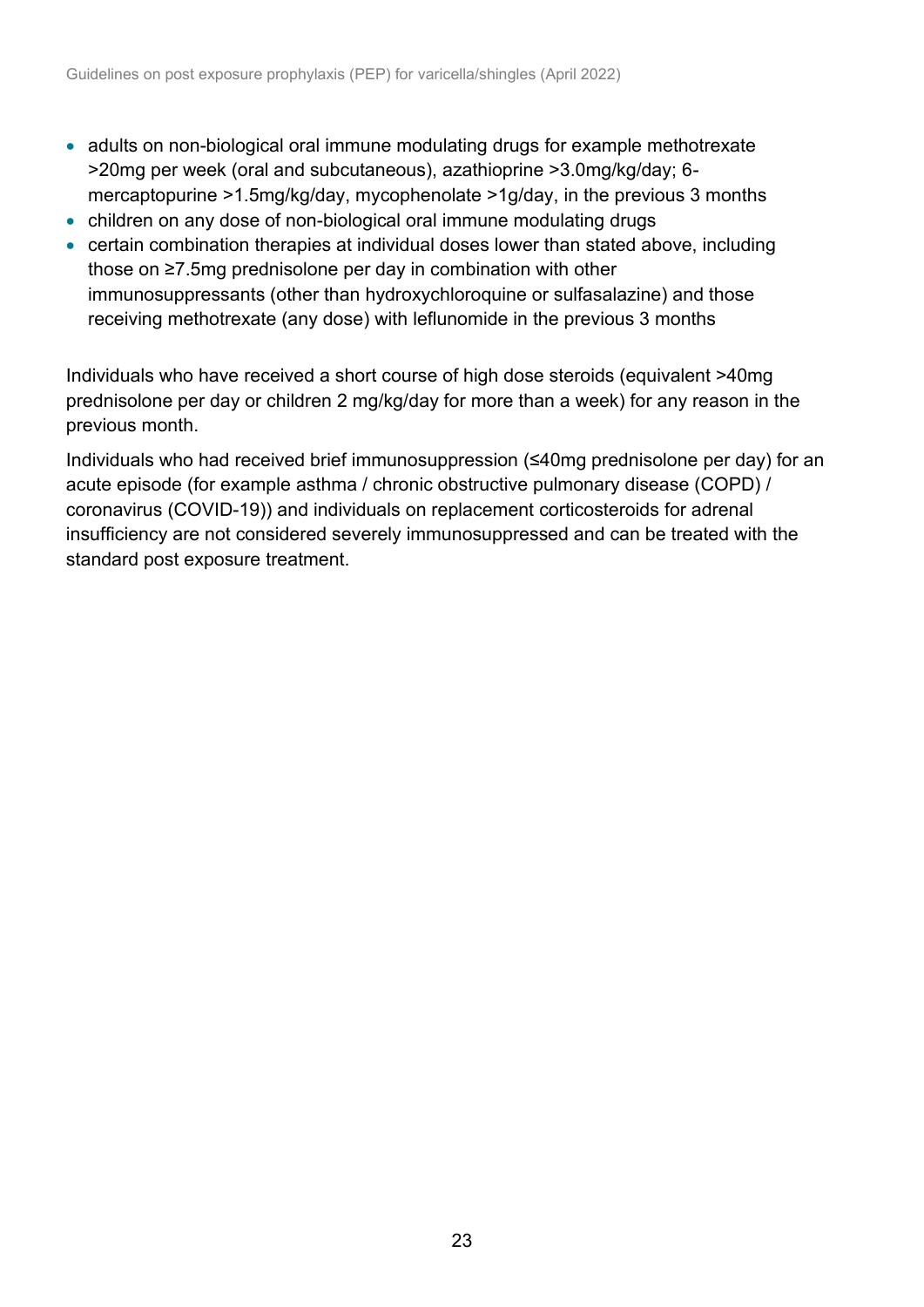- adults on non-biological oral immune modulating drugs for example methotrexate >20mg per week (oral and subcutaneous), azathioprine >3.0mg/kg/day; 6-mercaptopurine >1.5mg/kg/day, mycophenolate >1g/day, in the previous 3 months
- children on any dose of non-biological oral immune modulating drugs
- certain combination therapies at individual doses lower than stated above, including those on ≥7.5mg prednisolone per day in combination with other immunosuppressants (other than hydroxychloroquine or sulfasalazine) and those receiving methotrexate (any dose) with leflunomide in the previous 3 months

Individuals who have received a short course of high dose steroids (equivalent >40mg prednisolone per day or children 2 mg/kg/day for more than a week) for any reason in the previous month.

Individuals who had received brief immunosuppression (≤40mg prednisolone per day) for an acute episode (for example asthma / chronic obstructive pulmonary disease (COPD) / coronavirus (COVID-19)) and individuals on replacement corticosteroids for adrenal insufficiency are not considered severely immunosuppressed and can be treated with the standard post exposure treatment.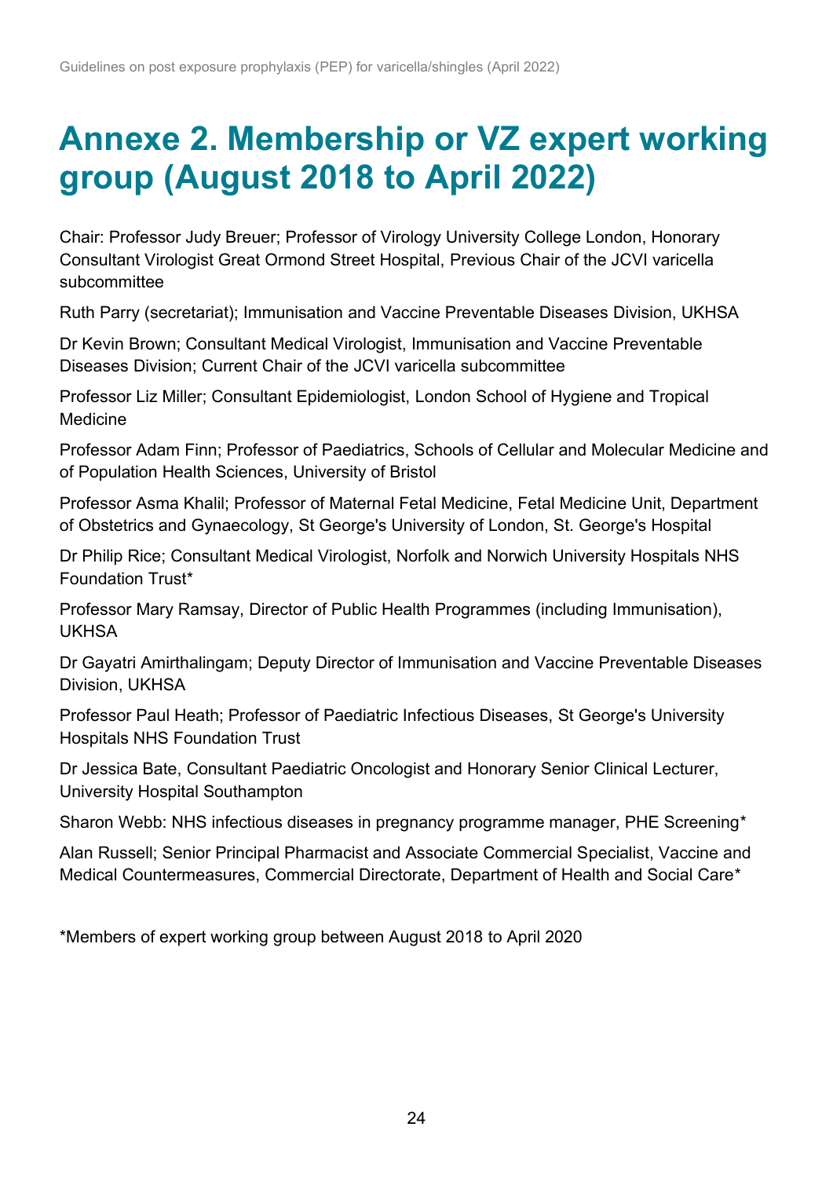# Annexe 2. Membership or VZ expert working group (August 2018 to April 2022)

Chair: Professor Judy Breuer; Professor of Virology University College London, Honorary Consultant Virologist Great Ormond Street Hospital, Previous Chair of the JCVI varicella subcommittee

Ruth Parry (secretariat); Immunisation and Vaccine Preventable Diseases Division, UKHSA

Dr Kevin Brown; Consultant Medical Virologist, Immunisation and Vaccine Preventable Diseases Division; Current Chair of the JCVI varicella subcommittee

Professor Liz Miller; Consultant Epidemiologist, London School of Hygiene and Tropical Medicine

Professor Adam Finn; Professor of Paediatrics, Schools of Cellular and Molecular Medicine and of Population Health Sciences, University of Bristol

Professor Asma Khalil; Professor of Maternal Fetal Medicine, Fetal Medicine Unit, Department of Obstetrics and Gynaecology, St George's University of London, St. George's Hospital

Dr Philip Rice; Consultant Medical Virologist, Norfolk and Norwich University Hospitals NHS Foundation Trust*

Professor Mary Ramsay, Director of Public Health Programmes (including Immunisation), UKHSA

Dr Gayatri Amirthalingam; Deputy Director of Immunisation and Vaccine Preventable Diseases Division, UKHSA

Professor Paul Heath; Professor of Paediatric Infectious Diseases, St George's University Hospitals NHS Foundation Trust

Dr Jessica Bate, Consultant Paediatric Oncologist and Honorary Senior Clinical Lecturer, University Hospital Southampton

Sharon Webb: NHS infectious diseases in pregnancy programme manager, PHE Screening*

Alan Russell; Senior Principal Pharmacist and Associate Commercial Specialist, Vaccine and Medical Countermeasures, Commercial Directorate, Department of Health and Social Care*

*Members of expert working group between August 2018 to April 2020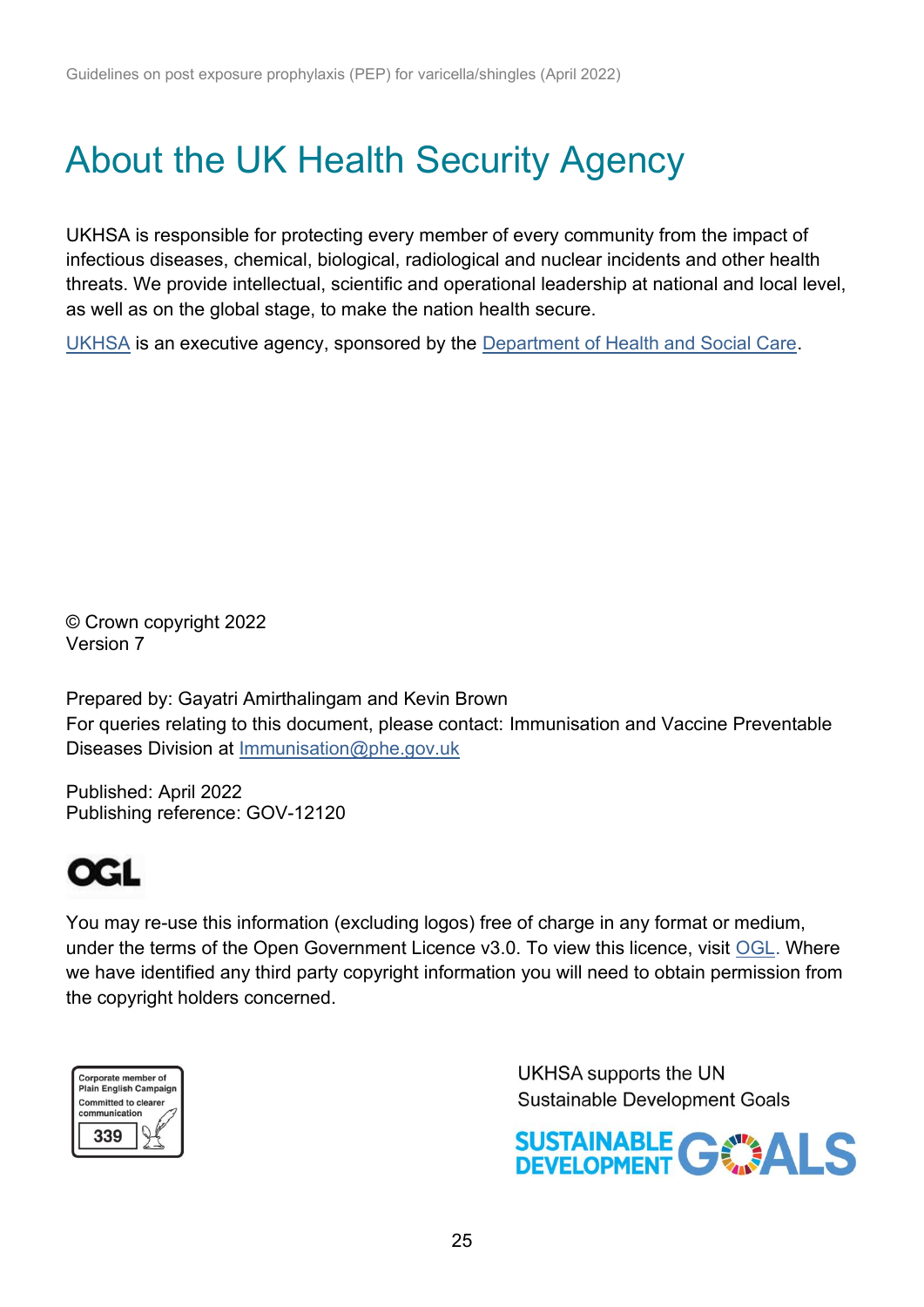# About the UK Health Security Agency

UKHSA is responsible for protecting every member of every community from the impact of infectious diseases, chemical, biological, radiological and nuclear incidents and other health threats. We provide intellectual, scientific and operational leadership at national and local level, as well as on the global stage, to make the nation health secure.

UKHSA is an executive agency, sponsored by the Department of Health and Social Care.

© Crown copyright 2022
Version 7

Prepared by: Gayatri Amirthalingam and Kevin Brown
For queries relating to this document, please contact: Immunisation and Vaccine Preventable Diseases Division at Immunisation@phe.gov.uk

Published: April 2022
Publishing reference: GOV-12120

OGL

You may re-use this information (excluding logos) free of charge in any format or medium, under the terms of the Open Government Licence v3.0. To view this licence, visit OGL. Where we have identified any third party copyright information you will need to obtain permission from the copyright holders concerned.

Corporate member of Plain English Campaign
Committed to clearer communication
339

UKHSA supports the UN Sustainable Development Goals

SUSTAINABLE DEVELOPMENT GOALS